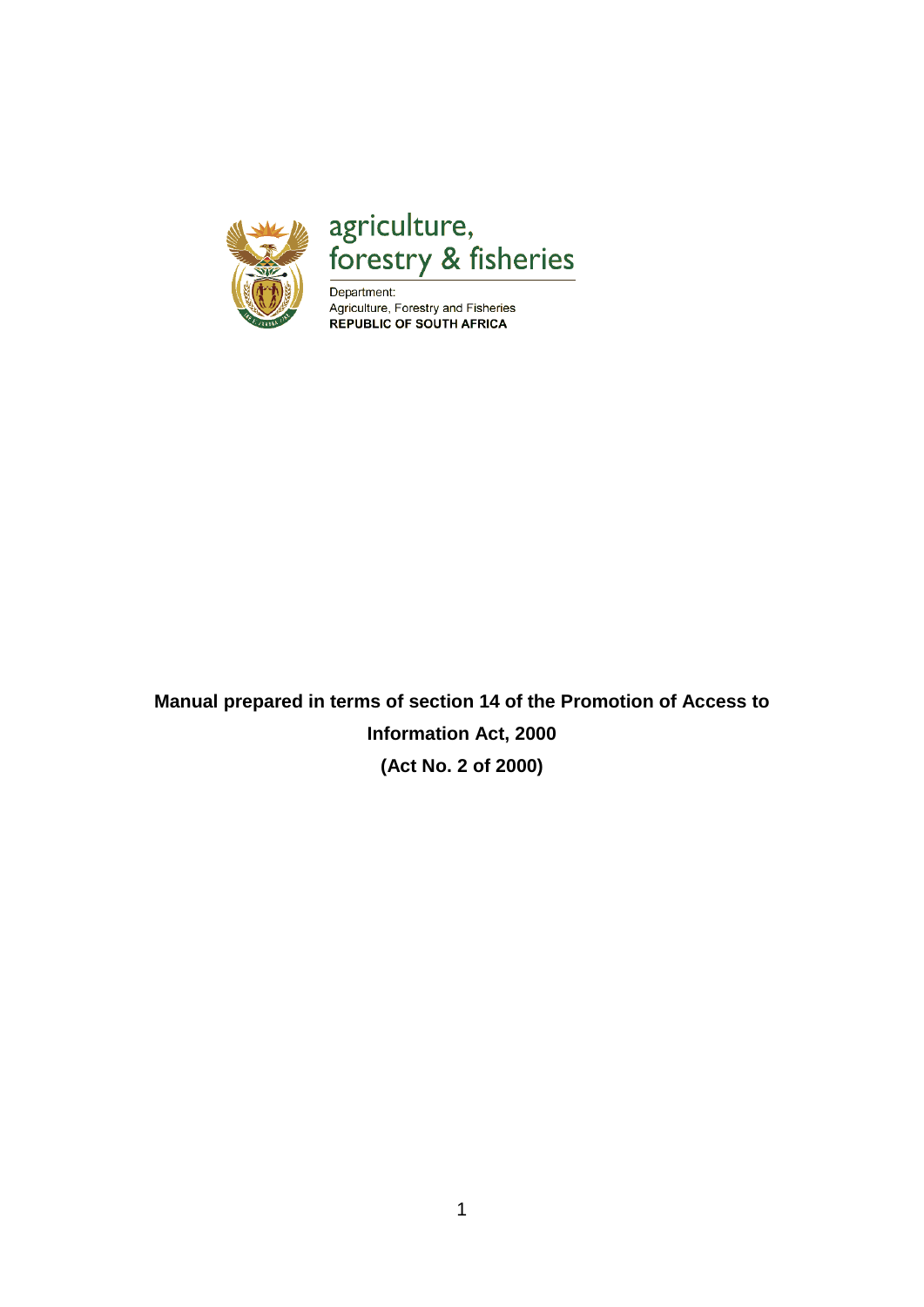agriculture,
forestry & fisheries

Department:
Agriculture, Forestry and Fisheries
**REPUBLIC OF SOUTH AFRICA**

# Manual prepared in terms of section 14 of the Promotion of Access to Information Act, 2000 (Act No. 2 of 2000)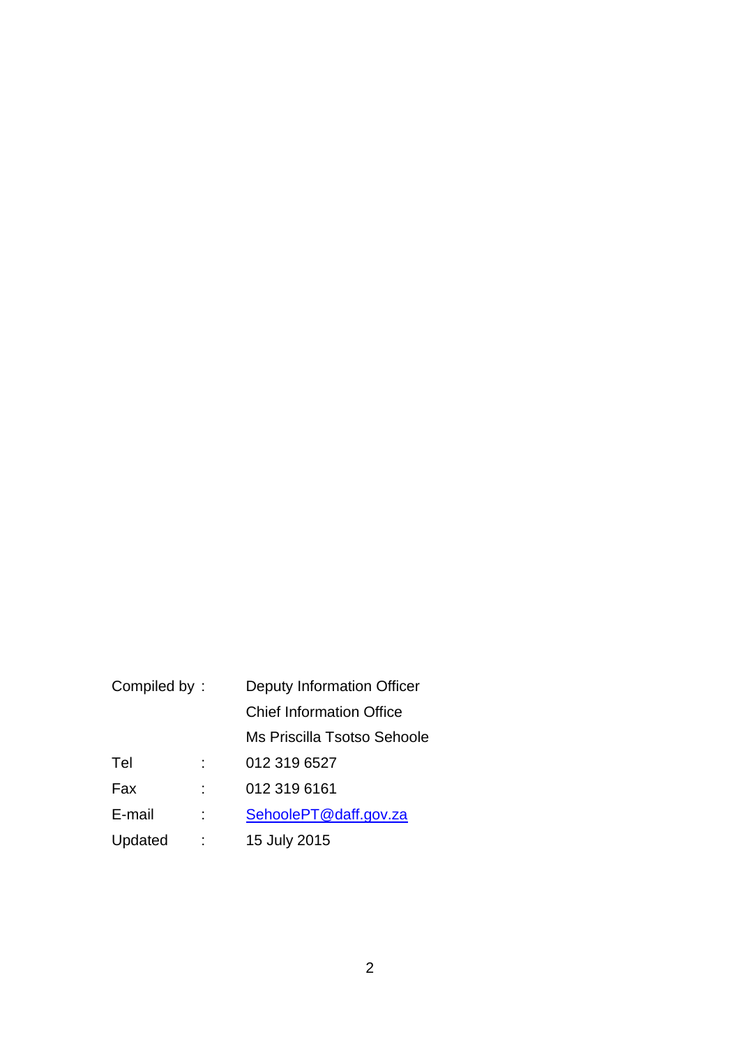| | | |
|---|---|---|
| Compiled by | : | Deputy Information Officer |
| | | Chief Information Office |
| | | Ms Priscilla Tsotso Sehoole |
| Tel | : | 012 319 6527 |
| Fax | : | 012 319 6161 |
| E-mail | : | SehoolePT@daff.gov.za |
| Updated | : | 15 July 2015 |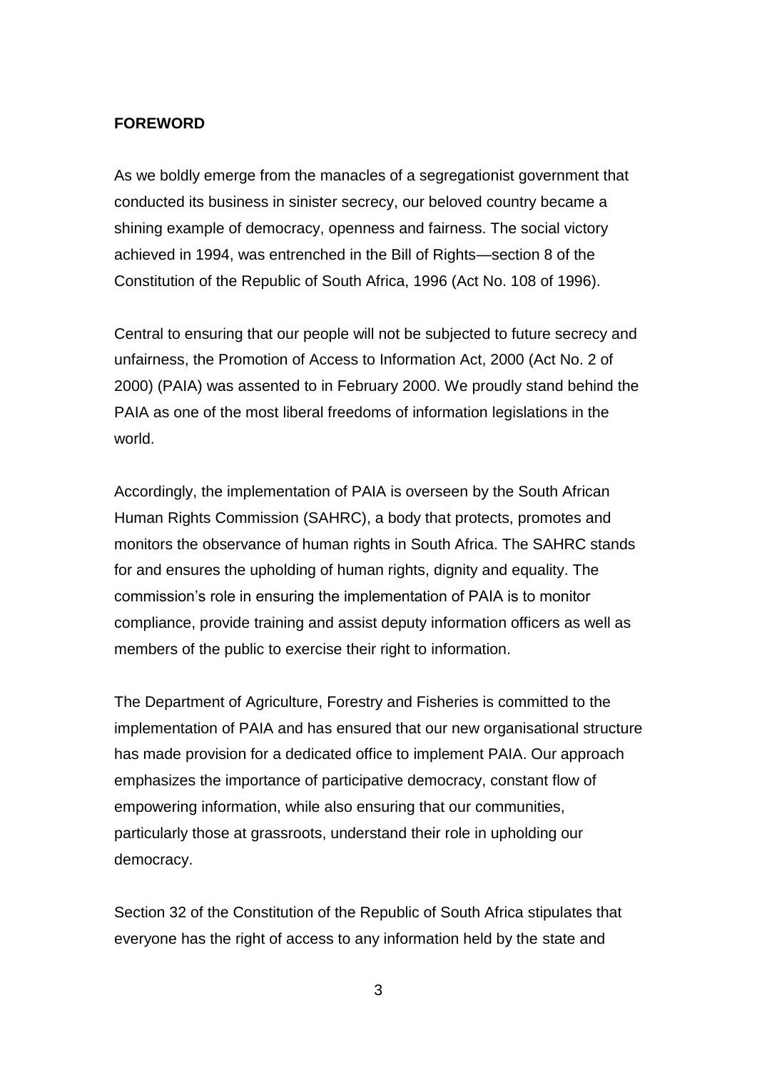**FOREWORD**

As we boldly emerge from the manacles of a segregationist government that conducted its business in sinister secrecy, our beloved country became a shining example of democracy, openness and fairness. The social victory achieved in 1994, was entrenched in the Bill of Rights—section 8 of the Constitution of the Republic of South Africa, 1996 (Act No. 108 of 1996).

Central to ensuring that our people will not be subjected to future secrecy and unfairness, the Promotion of Access to Information Act, 2000 (Act No. 2 of 2000) (PAIA) was assented to in February 2000. We proudly stand behind the PAIA as one of the most liberal freedoms of information legislations in the world.

Accordingly, the implementation of PAIA is overseen by the South African Human Rights Commission (SAHRC), a body that protects, promotes and monitors the observance of human rights in South Africa. The SAHRC stands for and ensures the upholding of human rights, dignity and equality. The commission's role in ensuring the implementation of PAIA is to monitor compliance, provide training and assist deputy information officers as well as members of the public to exercise their right to information.

The Department of Agriculture, Forestry and Fisheries is committed to the implementation of PAIA and has ensured that our new organisational structure has made provision for a dedicated office to implement PAIA. Our approach emphasizes the importance of participative democracy, constant flow of empowering information, while also ensuring that our communities, particularly those at grassroots, understand their role in upholding our democracy.

Section 32 of the Constitution of the Republic of South Africa stipulates that everyone has the right of access to any information held by the state and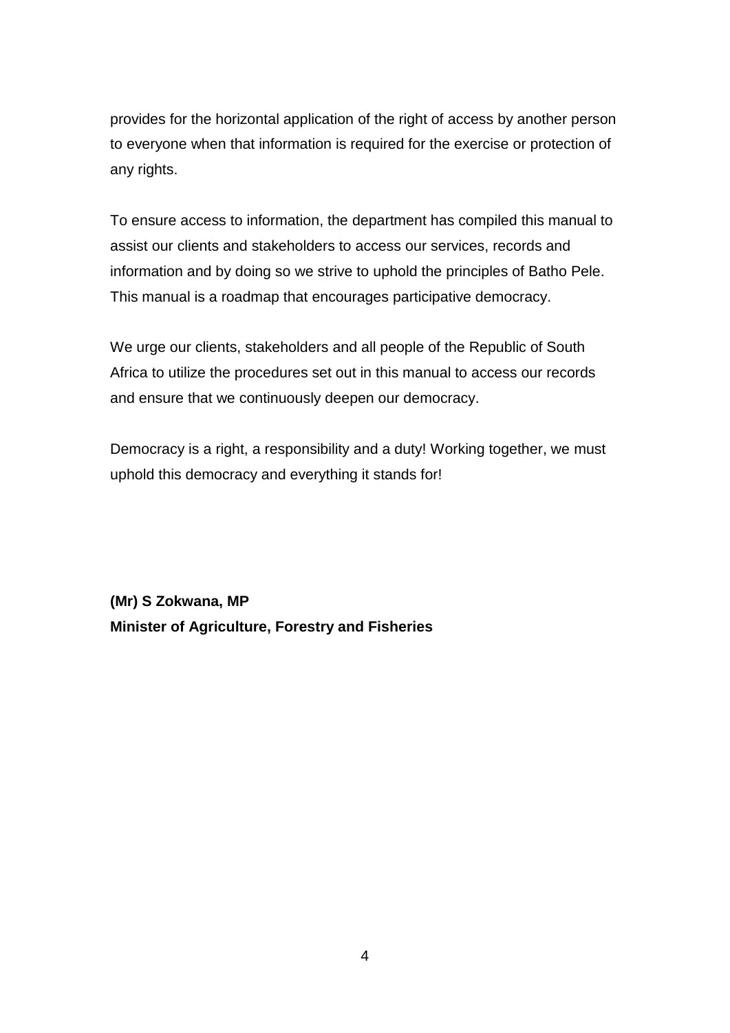provides for the horizontal application of the right of access by another person to everyone when that information is required for the exercise or protection of any rights.

To ensure access to information, the department has compiled this manual to assist our clients and stakeholders to access our services, records and information and by doing so we strive to uphold the principles of Batho Pele. This manual is a roadmap that encourages participative democracy.

We urge our clients, stakeholders and all people of the Republic of South Africa to utilize the procedures set out in this manual to access our records and ensure that we continuously deepen our democracy.

Democracy is a right, a responsibility and a duty! Working together, we must uphold this democracy and everything it stands for!

**(Mr) S Zokwana, MP**
**Minister of Agriculture, Forestry and Fisheries**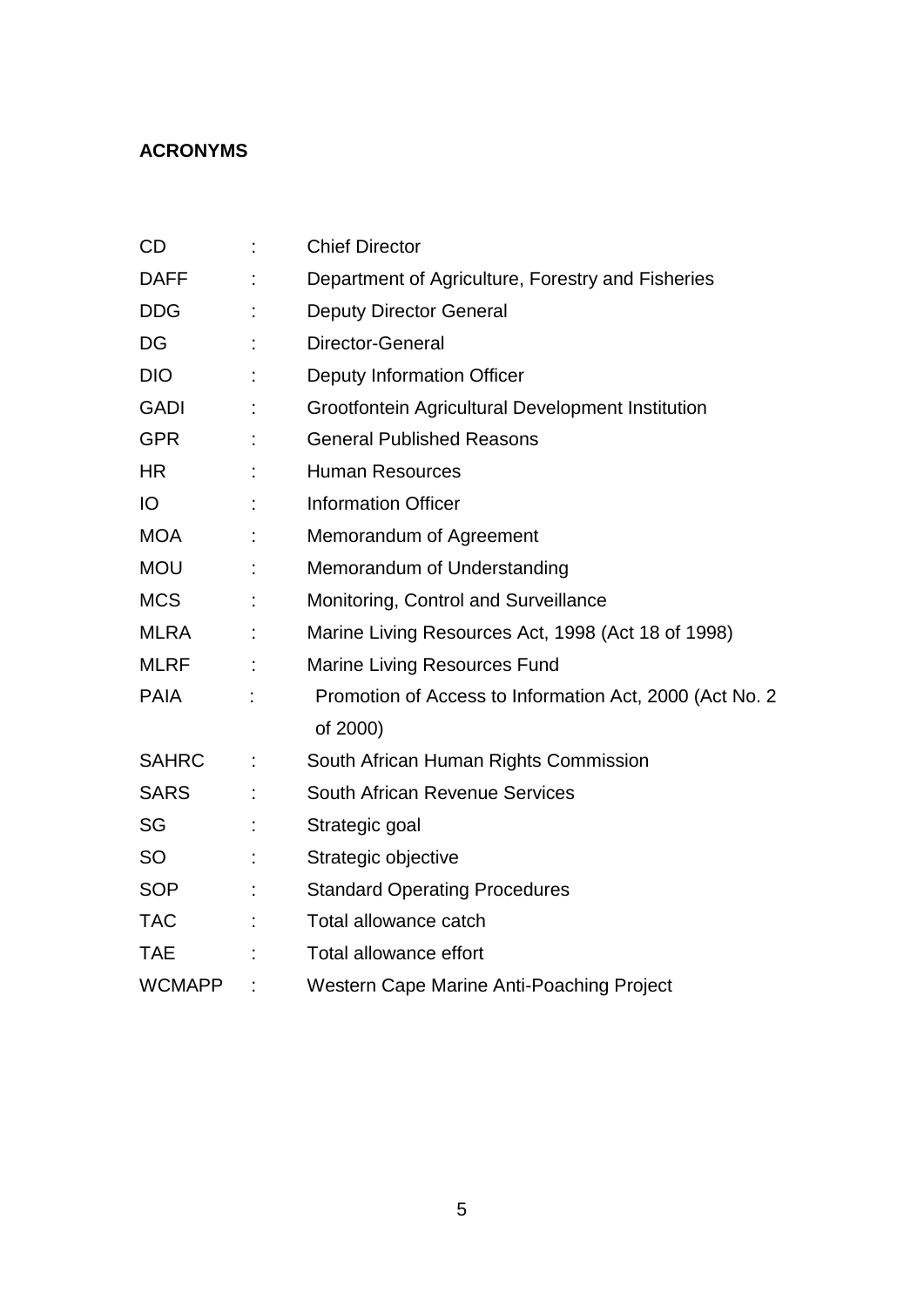**ACRONYMS**

| | | |
|---|---|---|
| CD | : | Chief Director |
| DAFF | : | Department of Agriculture, Forestry and Fisheries |
| DDG | : | Deputy Director General |
| DG | : | Director-General |
| DIO | : | Deputy Information Officer |
| GADI | : | Grootfontein Agricultural Development Institution |
| GPR | : | General Published Reasons |
| HR | : | Human Resources |
| IO | : | Information Officer |
| MOA | : | Memorandum of Agreement |
| MOU | : | Memorandum of Understanding |
| MCS | : | Monitoring, Control and Surveillance |
| MLRA | : | Marine Living Resources Act, 1998 (Act 18 of 1998) |
| MLRF | : | Marine Living Resources Fund |
| PAIA | : | Promotion of Access to Information Act, 2000 (Act No. 2 of 2000) |
| SAHRC | : | South African Human Rights Commission |
| SARS | : | South African Revenue Services |
| SG | : | Strategic goal |
| SO | : | Strategic objective |
| SOP | : | Standard Operating Procedures |
| TAC | : | Total allowance catch |
| TAE | : | Total allowance effort |
| WCMAPP | : | Western Cape Marine Anti-Poaching Project |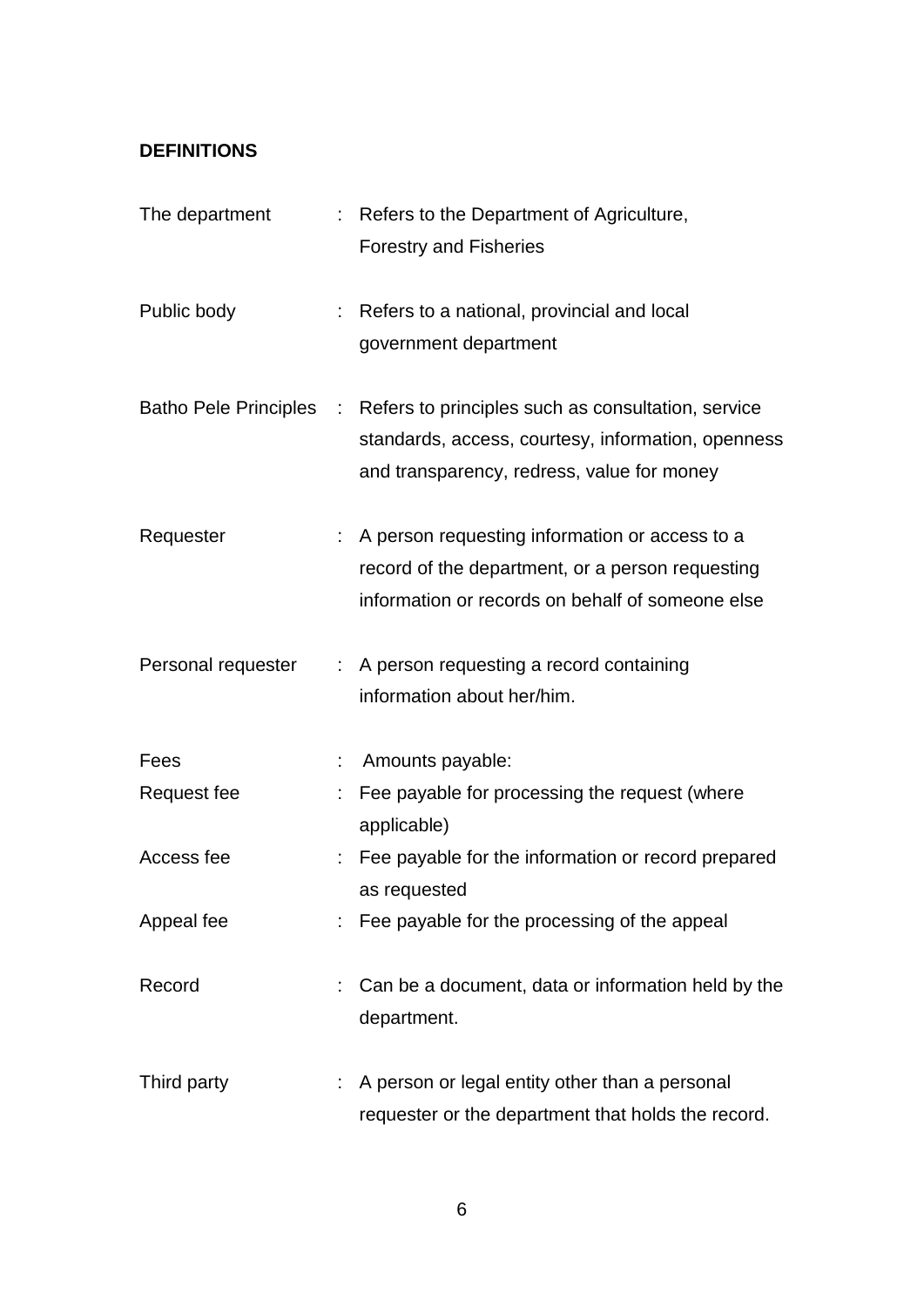**DEFINITIONS**

| | | |
|---|---|---|
| The department | : | Refers to the Department of Agriculture, Forestry and Fisheries |
| Public body | : | Refers to a national, provincial and local government department |
| Batho Pele Principles | : | Refers to principles such as consultation, service standards, access, courtesy, information, openness and transparency, redress, value for money |
| Requester | : | A person requesting information or access to a record of the department, or a person requesting information or records on behalf of someone else |
| Personal requester | : | A person requesting a record containing information about her/him. |
| Fees | : | Amounts payable: |
| Request fee | : | Fee payable for processing the request (where applicable) |
| Access fee | : | Fee payable for the information or record prepared as requested |
| Appeal fee | : | Fee payable for the processing of the appeal |
| Record | : | Can be a document, data or information held by the department. |
| Third party | : | A person or legal entity other than a personal requester or the department that holds the record. |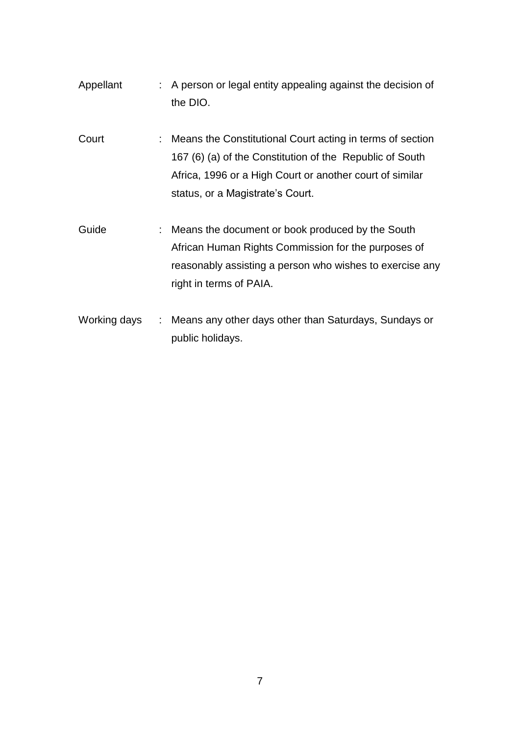Appellant : A person or legal entity appealing against the decision of the DIO.

Court : Means the Constitutional Court acting in terms of section 167 (6) (a) of the Constitution of the Republic of South Africa, 1996 or a High Court or another court of similar status, or a Magistrate's Court.

Guide : Means the document or book produced by the South African Human Rights Commission for the purposes of reasonably assisting a person who wishes to exercise any right in terms of PAIA.

Working days : Means any other days other than Saturdays, Sundays or public holidays.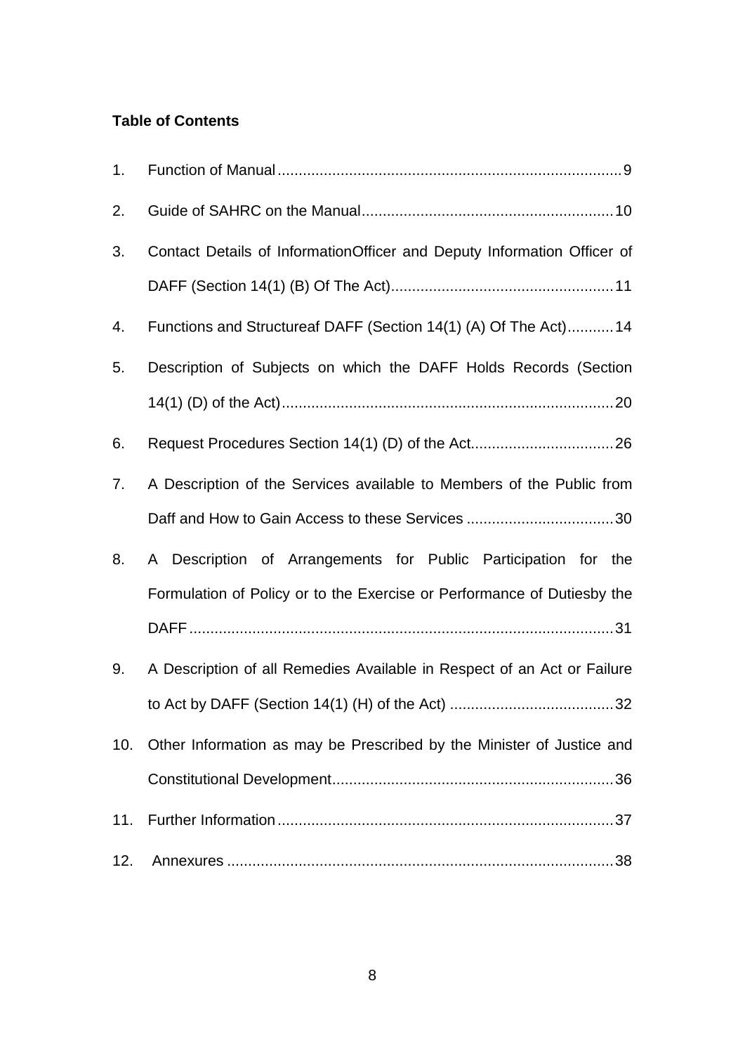**Table of Contents**

1. Function of Manual .......... 9
2. Guide of SAHRC on the Manual .......... 10
3. Contact Details of InformationOfficer and Deputy Information Officer of DAFF (Section 14(1) (B) Of The Act) .......... 11
4. Functions and Structureaf DAFF (Section 14(1) (A) Of The Act) .......... 14
5. Description of Subjects on which the DAFF Holds Records (Section 14(1) (D) of the Act) .......... 20
6. Request Procedures Section 14(1) (D) of the Act .......... 26
7. A Description of the Services available to Members of the Public from Daff and How to Gain Access to these Services .......... 30
8. A Description of Arrangements for Public Participation for the Formulation of Policy or to the Exercise or Performance of Dutiesby the DAFF .......... 31
9. A Description of all Remedies Available in Respect of an Act or Failure to Act by DAFF (Section 14(1) (H) of the Act) .......... 32
10. Other Information as may be Prescribed by the Minister of Justice and Constitutional Development .......... 36
11. Further Information .......... 37
12. Annexures .......... 38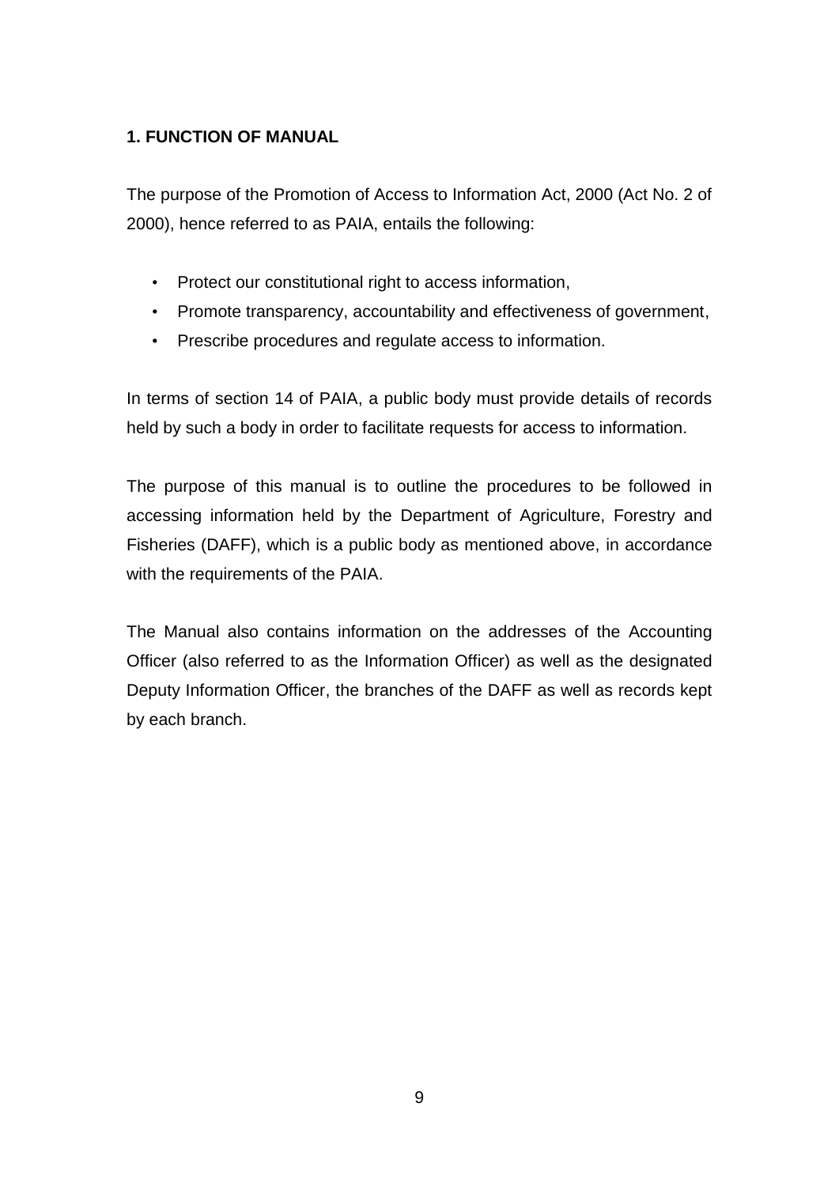## 1. FUNCTION OF MANUAL

The purpose of the Promotion of Access to Information Act, 2000 (Act No. 2 of 2000), hence referred to as PAIA, entails the following:

- Protect our constitutional right to access information,
- Promote transparency, accountability and effectiveness of government,
- Prescribe procedures and regulate access to information.

In terms of section 14 of PAIA, a public body must provide details of records held by such a body in order to facilitate requests for access to information.

The purpose of this manual is to outline the procedures to be followed in accessing information held by the Department of Agriculture, Forestry and Fisheries (DAFF), which is a public body as mentioned above, in accordance with the requirements of the PAIA.

The Manual also contains information on the addresses of the Accounting Officer (also referred to as the Information Officer) as well as the designated Deputy Information Officer, the branches of the DAFF as well as records kept by each branch.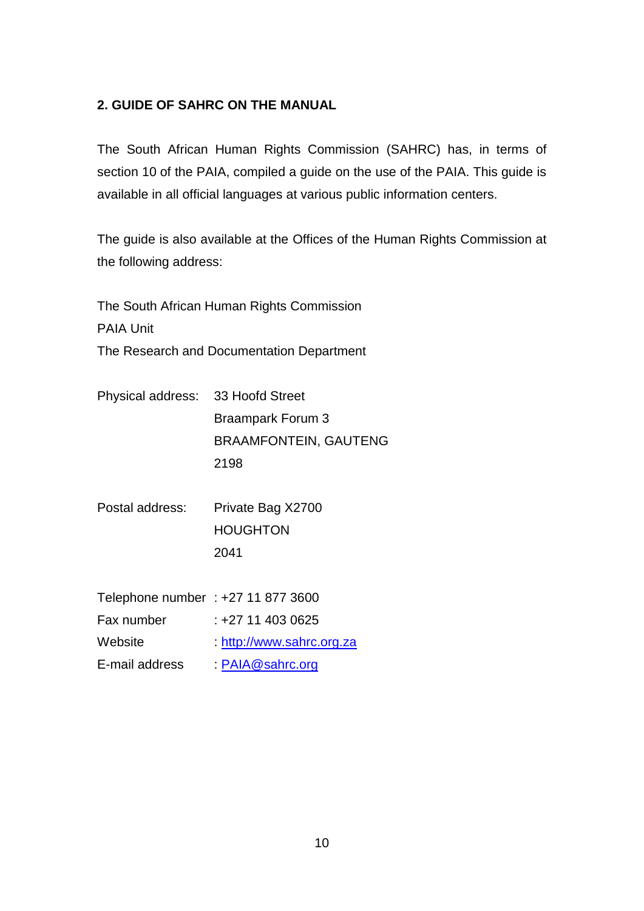## 2. GUIDE OF SAHRC ON THE MANUAL

The South African Human Rights Commission (SAHRC) has, in terms of section 10 of the PAIA, compiled a guide on the use of the PAIA. This guide is available in all official languages at various public information centers.

The guide is also available at the Offices of the Human Rights Commission at the following address:

The South African Human Rights Commission
PAIA Unit
The Research and Documentation Department

Physical address: 33 Hoofd Street
Braampark Forum 3
BRAAMFONTEIN, GAUTENG
2198

Postal address: Private Bag X2700
HOUGHTON
2041

Telephone number : +27 11 877 3600
Fax number : +27 11 403 0625
Website : http://www.sahrc.org.za
E-mail address : PAIA@sahrc.org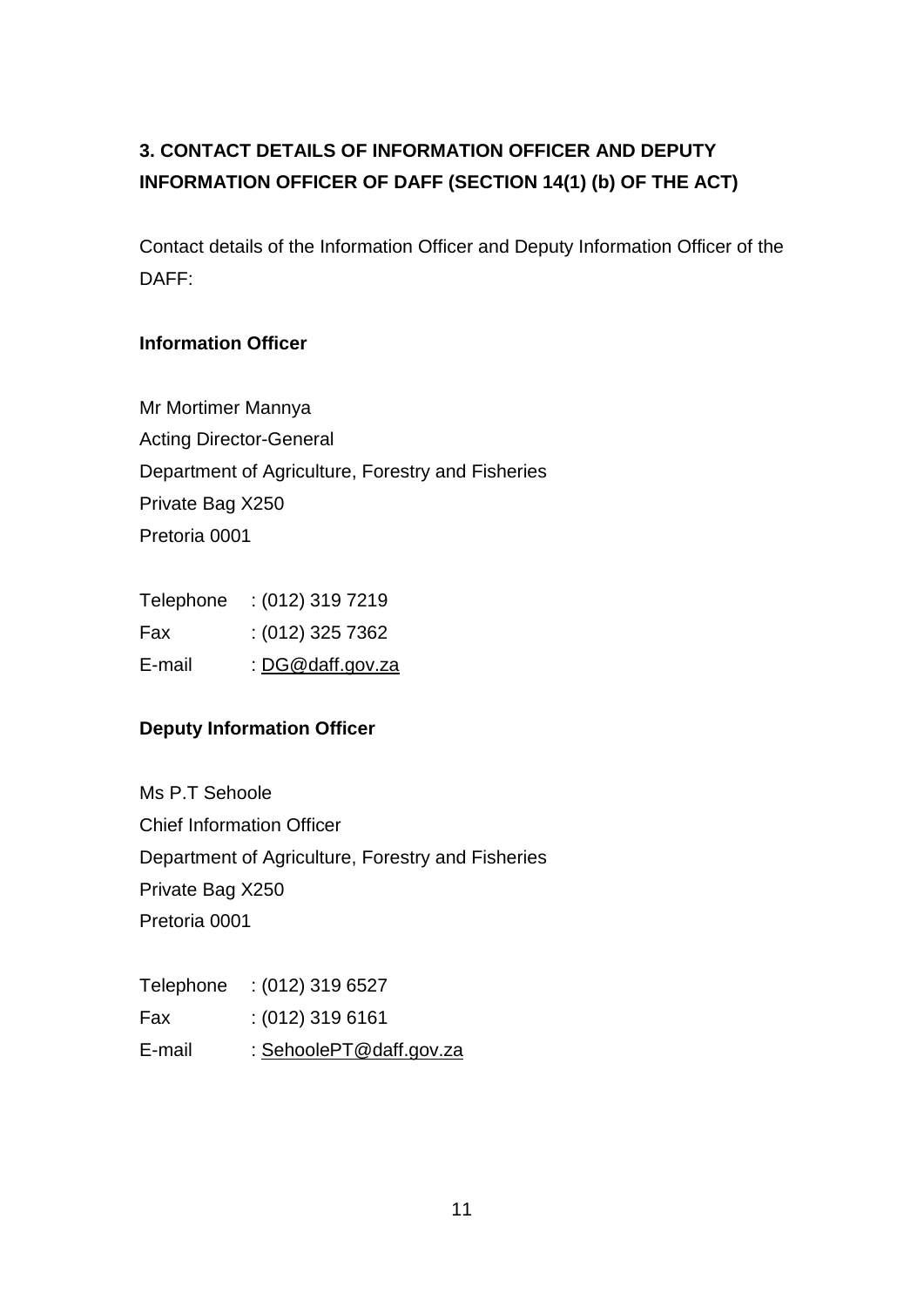## 3. CONTACT DETAILS OF INFORMATION OFFICER AND DEPUTY INFORMATION OFFICER OF DAFF (SECTION 14(1) (b) OF THE ACT)

Contact details of the Information Officer and Deputy Information Officer of the DAFF:

**Information Officer**

Mr Mortimer Mannya
Acting Director-General
Department of Agriculture, Forestry and Fisheries
Private Bag X250
Pretoria 0001

Telephone : (012) 319 7219
Fax : (012) 325 7362
E-mail : DG@daff.gov.za

**Deputy Information Officer**

Ms P.T Sehoole
Chief Information Officer
Department of Agriculture, Forestry and Fisheries
Private Bag X250
Pretoria 0001

Telephone : (012) 319 6527
Fax : (012) 319 6161
E-mail : SehoolePT@daff.gov.za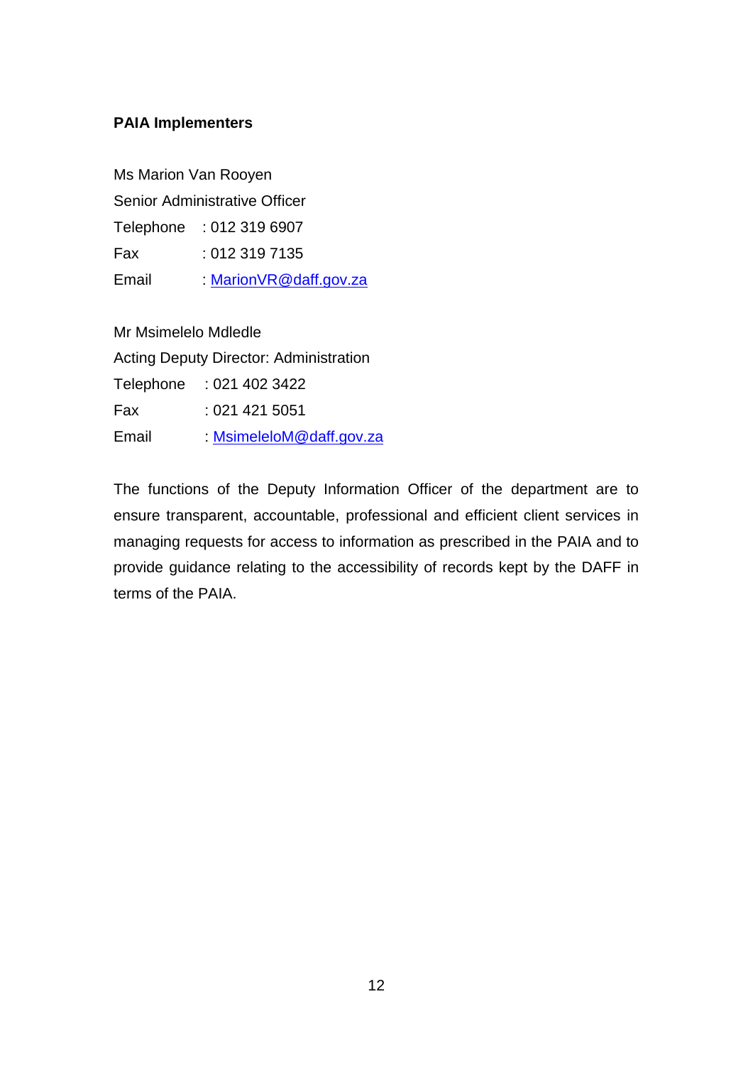**PAIA Implementers**

Ms Marion Van Rooyen  
Senior Administrative Officer  
Telephone : 012 319 6907  
Fax : 012 319 7135  
Email : MarionVR@daff.gov.za

Mr Msimelelo Mdledle  
Acting Deputy Director: Administration  
Telephone : 021 402 3422  
Fax : 021 421 5051  
Email : MsimeleloM@daff.gov.za

The functions of the Deputy Information Officer of the department are to ensure transparent, accountable, professional and efficient client services in managing requests for access to information as prescribed in the PAIA and to provide guidance relating to the accessibility of records kept by the DAFF in terms of the PAIA.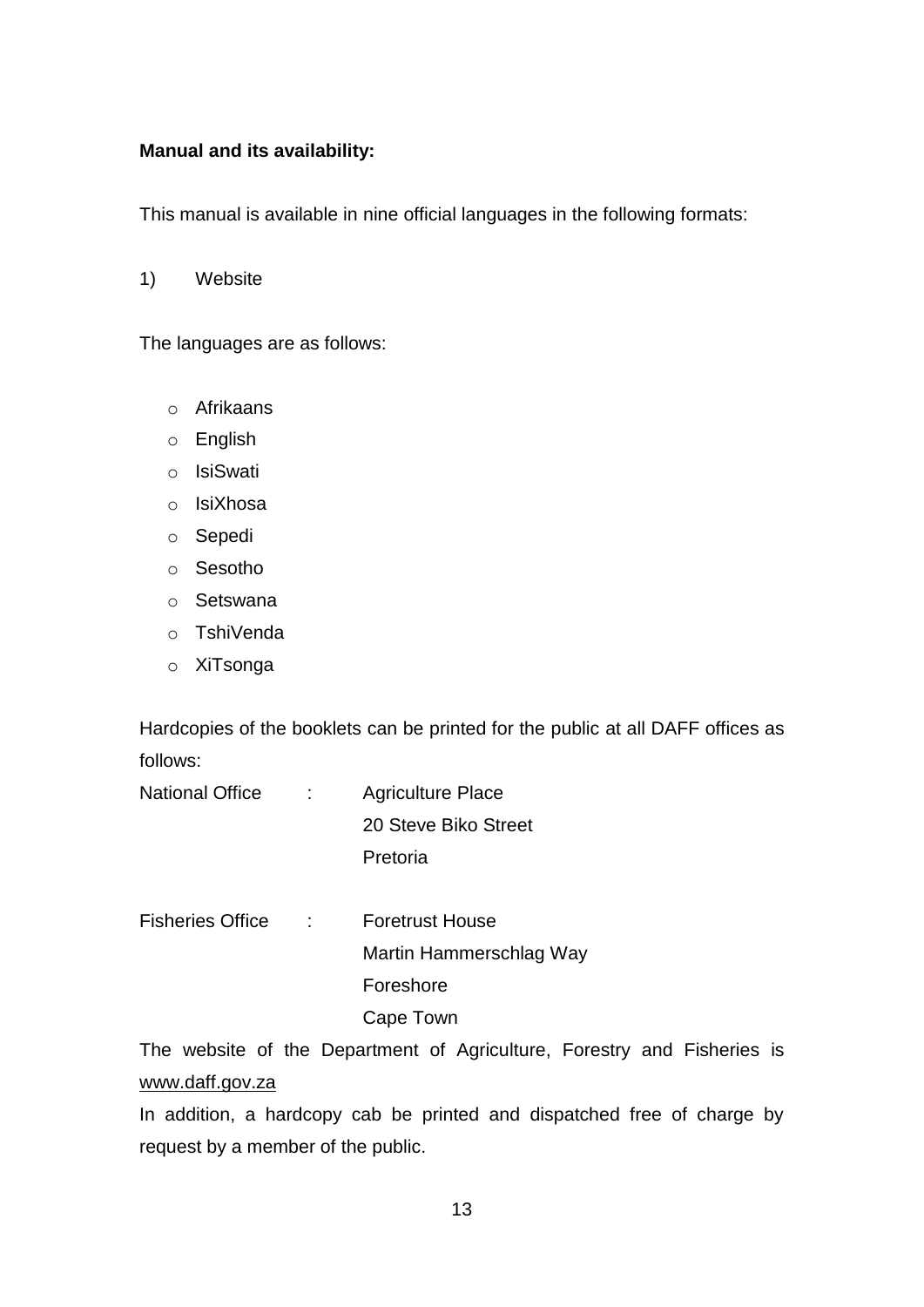**Manual and its availability:**

This manual is available in nine official languages in the following formats:

1) Website

The languages are as follows:

- Afrikaans
- English
- IsiSwati
- IsiXhosa
- Sepedi
- Sesotho
- Setswana
- TshiVenda
- XiTsonga

Hardcopies of the booklets can be printed for the public at all DAFF offices as follows:

| | | |
|---|---|---|
| National Office | : | Agriculture Place<br>20 Steve Biko Street<br>Pretoria |
| Fisheries Office | : | Foretrust House<br>Martin Hammerschlag Way<br>Foreshore<br>Cape Town |

The website of the Department of Agriculture, Forestry and Fisheries is www.daff.gov.za

In addition, a hardcopy cab be printed and dispatched free of charge by request by a member of the public.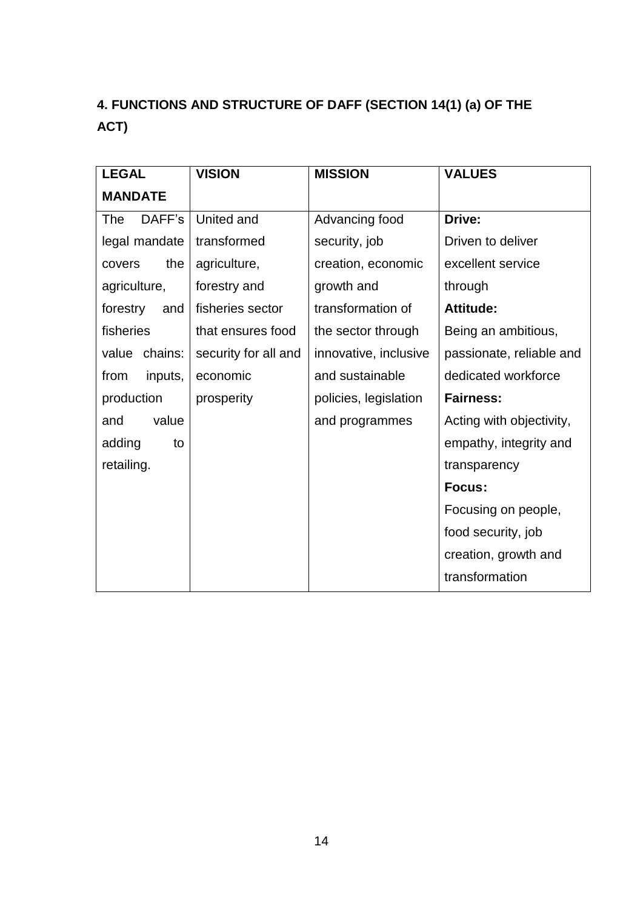## 4. FUNCTIONS AND STRUCTURE OF DAFF (SECTION 14(1) (a) OF THE ACT)

| LEGAL MANDATE | VISION | MISSION | VALUES |
|---|---|---|---|
| The DAFF's legal mandate covers the agriculture, forestry and fisheries value chains: from inputs, production and value adding to retailing. | United and transformed agriculture, forestry and fisheries sector that ensures food security for all and economic prosperity | Advancing food security, job creation, economic growth and transformation of the sector through innovative, inclusive and sustainable policies, legislation and programmes | **Drive:** Driven to deliver excellent service through **Attitude:** Being an ambitious, passionate, reliable and dedicated workforce **Fairness:** Acting with objectivity, empathy, integrity and transparency **Focus:** Focusing on people, food security, job creation, growth and transformation |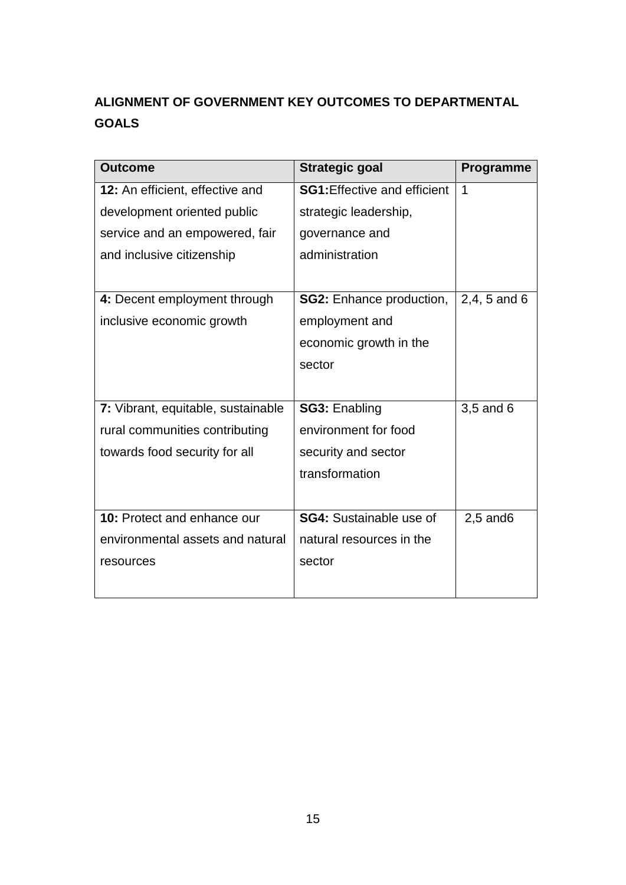## ALIGNMENT OF GOVERNMENT KEY OUTCOMES TO DEPARTMENTAL GOALS

| Outcome | Strategic goal | Programme |
|---|---|---|
| **12:** An efficient, effective and development oriented public service and an empowered, fair and inclusive citizenship | **SG1:**Effective and efficient strategic leadership, governance and administration | 1 |
| **4:** Decent employment through inclusive economic growth | **SG2:** Enhance production, employment and economic growth in the sector | 2,4, 5 and 6 |
| **7:** Vibrant, equitable, sustainable rural communities contributing towards food security for all | **SG3:** Enabling environment for food security and sector transformation | 3,5 and 6 |
| **10:** Protect and enhance our environmental assets and natural resources | **SG4:** Sustainable use of natural resources in the sector | 2,5 and6 |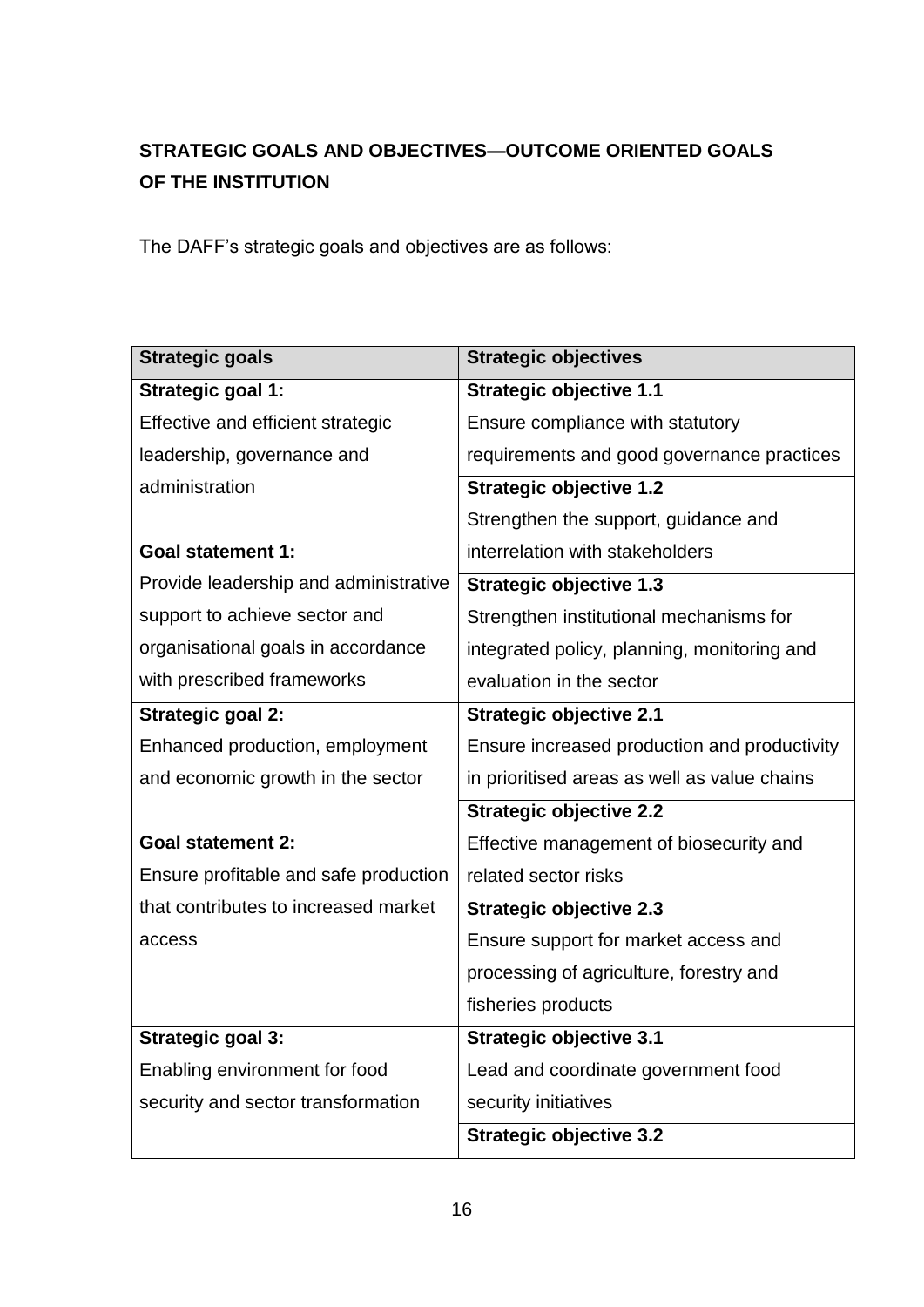## STRATEGIC GOALS AND OBJECTIVES—OUTCOME ORIENTED GOALS OF THE INSTITUTION

The DAFF's strategic goals and objectives are as follows:

| Strategic goals | Strategic objectives |
|---|---|
| **Strategic goal 1:**<br>Effective and efficient strategic leadership, governance and administration<br><br>**Goal statement 1:**<br>Provide leadership and administrative support to achieve sector and organisational goals in accordance with prescribed frameworks | **Strategic objective 1.1**<br>Ensure compliance with statutory requirements and good governance practices |
| | **Strategic objective 1.2**<br>Strengthen the support, guidance and interrelation with stakeholders |
| | **Strategic objective 1.3**<br>Strengthen institutional mechanisms for integrated policy, planning, monitoring and evaluation in the sector |
| **Strategic goal 2:**<br>Enhanced production, employment and economic growth in the sector<br><br>**Goal statement 2:**<br>Ensure profitable and safe production that contributes to increased market access | **Strategic objective 2.1**<br>Ensure increased production and productivity in prioritised areas as well as value chains |
| | **Strategic objective 2.2**<br>Effective management of biosecurity and related sector risks |
| | **Strategic objective 2.3**<br>Ensure support for market access and processing of agriculture, forestry and fisheries products |
| **Strategic goal 3:**<br>Enabling environment for food security and sector transformation | **Strategic objective 3.1**<br>Lead and coordinate government food security initiatives |
| | **Strategic objective 3.2** |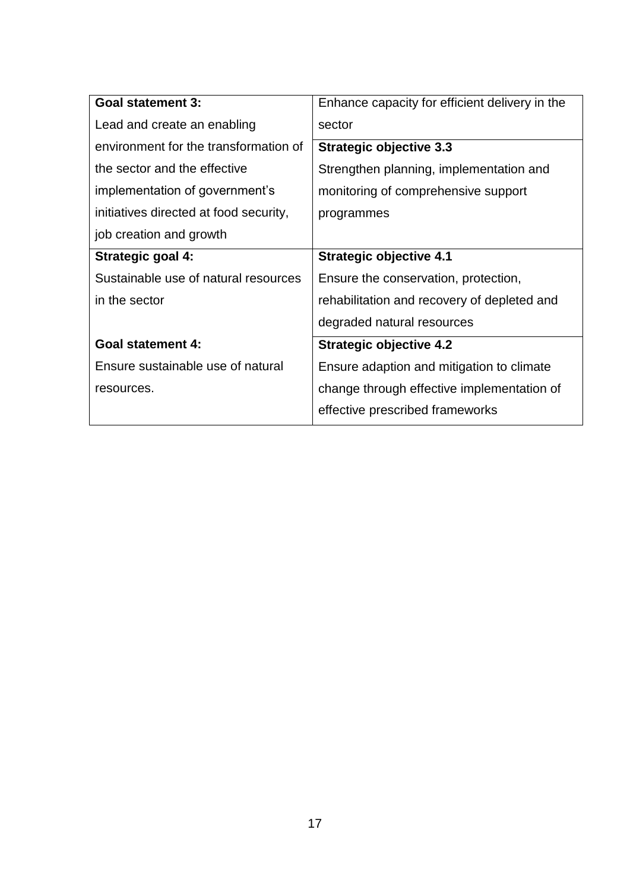| | |
|---|---|
| **Goal statement 3:** Lead and create an enabling environment for the transformation of the sector and the effective implementation of government's initiatives directed at food security, job creation and growth | Enhance capacity for efficient delivery in the sector<br>**Strategic objective 3.3**<br>Strengthen planning, implementation and monitoring of comprehensive support programmes |
| **Strategic goal 4:** Sustainable use of natural resources in the sector | **Strategic objective 4.1**<br>Ensure the conservation, protection, rehabilitation and recovery of depleted and degraded natural resources |
| **Goal statement 4:** Ensure sustainable use of natural resources. | **Strategic objective 4.2**<br>Ensure adaption and mitigation to climate change through effective implementation of effective prescribed frameworks |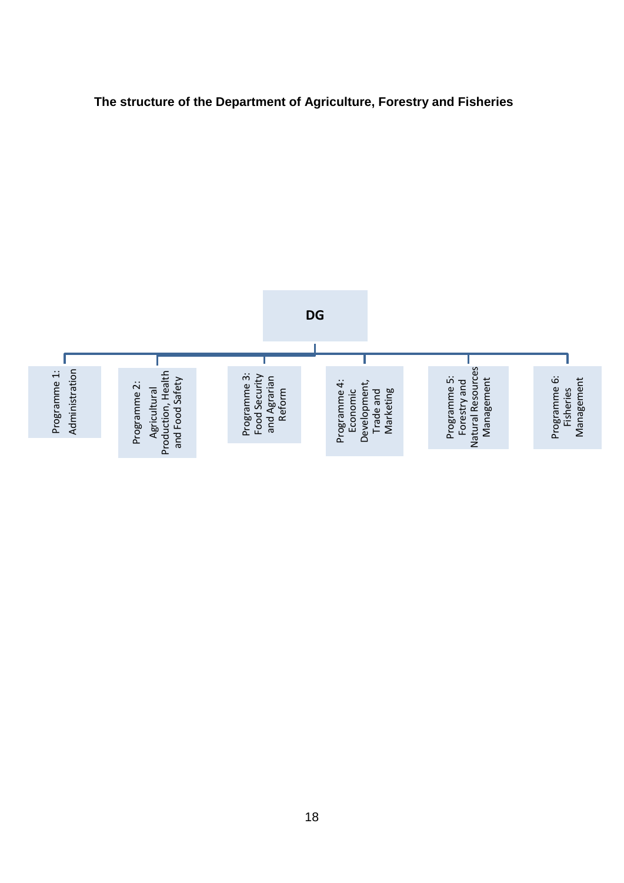**The structure of the Department of Agriculture, Forestry and Fisheries**

- **DG**
  - Programme 1: Administration
  - Programme 2: Agricultural Production, Health and Food Safety
  - Programme 3: Food Security and Agrarian Reform
  - Programme 4: Economic Development, Trade and Marketing
  - Programme 5: Forestry and Natural Resources Management
  - Programme 6: Fisheries Management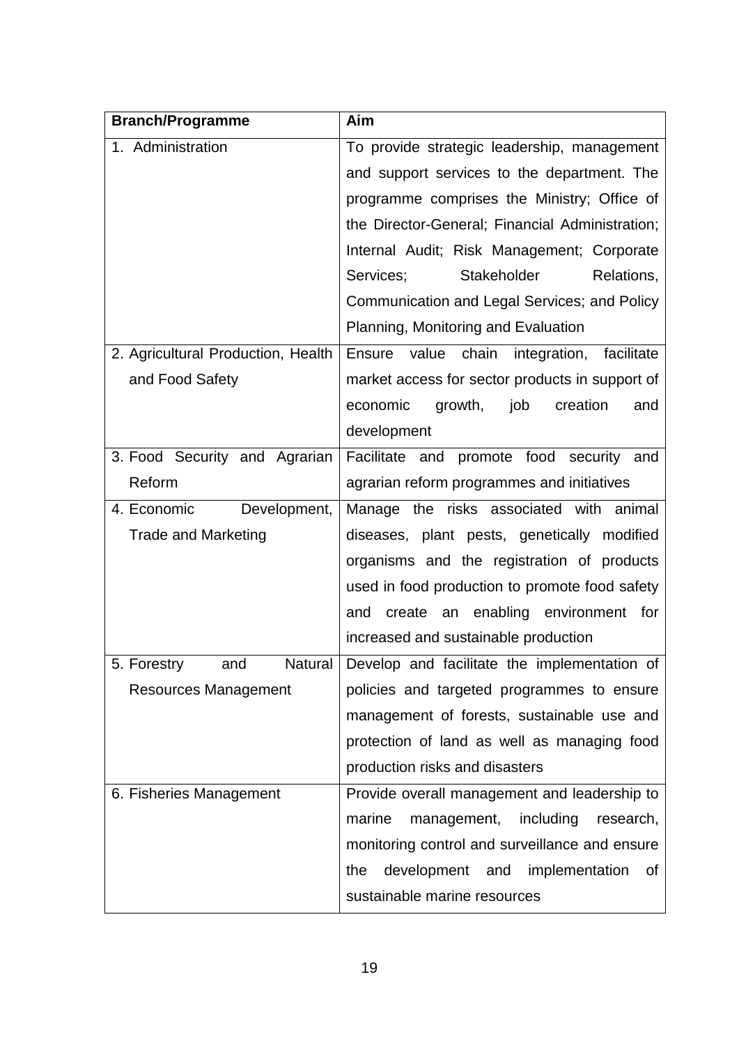| Branch/Programme | Aim |
| --- | --- |
| 1. Administration | To provide strategic leadership, management and support services to the department. The programme comprises the Ministry; Office of the Director-General; Financial Administration; Internal Audit; Risk Management; Corporate Services; Stakeholder Relations, Communication and Legal Services; and Policy Planning, Monitoring and Evaluation |
| 2. Agricultural Production, Health and Food Safety | Ensure value chain integration, facilitate market access for sector products in support of economic growth, job creation and development |
| 3. Food Security and Agrarian Reform | Facilitate and promote food security and agrarian reform programmes and initiatives |
| 4. Economic Development, Trade and Marketing | Manage the risks associated with animal diseases, plant pests, genetically modified organisms and the registration of products used in food production to promote food safety and create an enabling environment for increased and sustainable production |
| 5. Forestry and Natural Resources Management | Develop and facilitate the implementation of policies and targeted programmes to ensure management of forests, sustainable use and protection of land as well as managing food production risks and disasters |
| 6. Fisheries Management | Provide overall management and leadership to marine management, including research, monitoring control and surveillance and ensure the development and implementation of sustainable marine resources |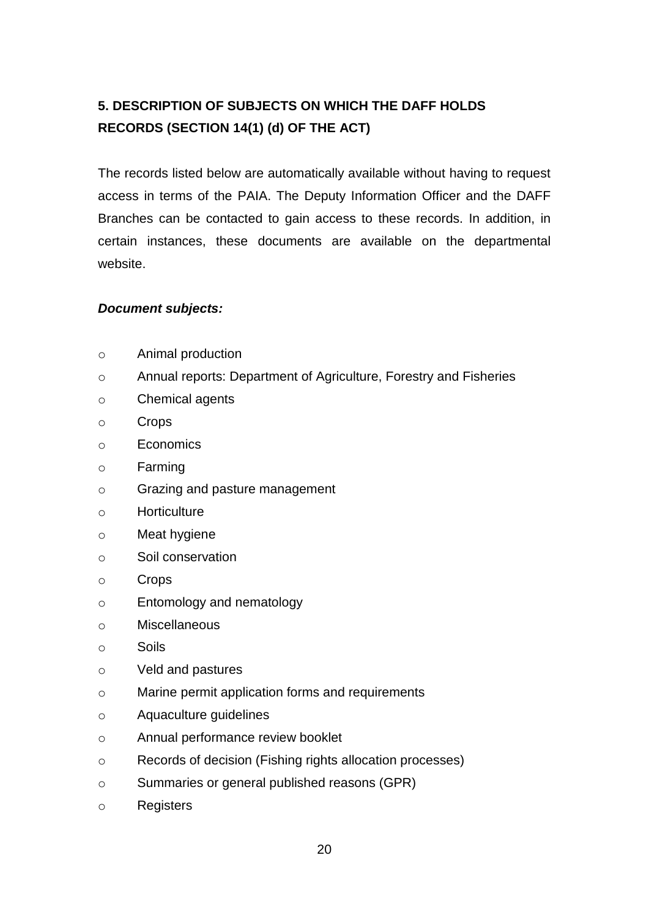## 5. DESCRIPTION OF SUBJECTS ON WHICH THE DAFF HOLDS RECORDS (SECTION 14(1) (d) OF THE ACT)

The records listed below are automatically available without having to request access in terms of the PAIA. The Deputy Information Officer and the DAFF Branches can be contacted to gain access to these records. In addition, in certain instances, these documents are available on the departmental website.

***Document subjects:***

- Animal production
- Annual reports: Department of Agriculture, Forestry and Fisheries
- Chemical agents
- Crops
- Economics
- Farming
- Grazing and pasture management
- Horticulture
- Meat hygiene
- Soil conservation
- Crops
- Entomology and nematology
- Miscellaneous
- Soils
- Veld and pastures
- Marine permit application forms and requirements
- Aquaculture guidelines
- Annual performance review booklet
- Records of decision (Fishing rights allocation processes)
- Summaries or general published reasons (GPR)
- Registers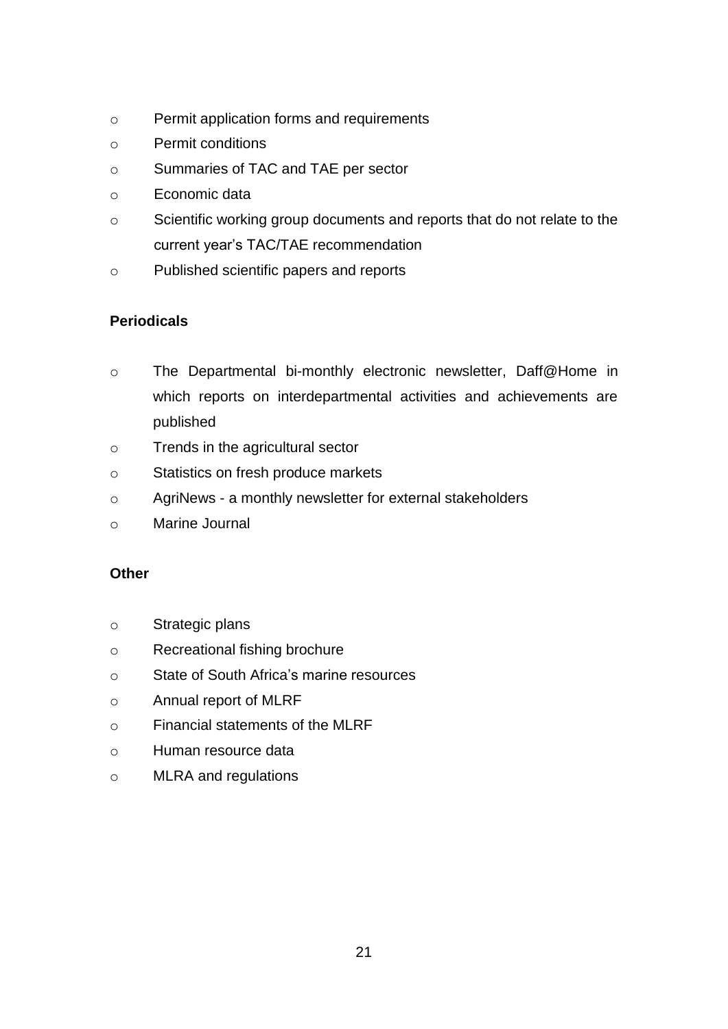- Permit application forms and requirements
- Permit conditions
- Summaries of TAC and TAE per sector
- Economic data
- Scientific working group documents and reports that do not relate to the current year's TAC/TAE recommendation
- Published scientific papers and reports

**Periodicals**

- The Departmental bi-monthly electronic newsletter, Daff@Home in which reports on interdepartmental activities and achievements are published
- Trends in the agricultural sector
- Statistics on fresh produce markets
- AgriNews - a monthly newsletter for external stakeholders
- Marine Journal

**Other**

- Strategic plans
- Recreational fishing brochure
- State of South Africa's marine resources
- Annual report of MLRF
- Financial statements of the MLRF
- Human resource data
- MLRA and regulations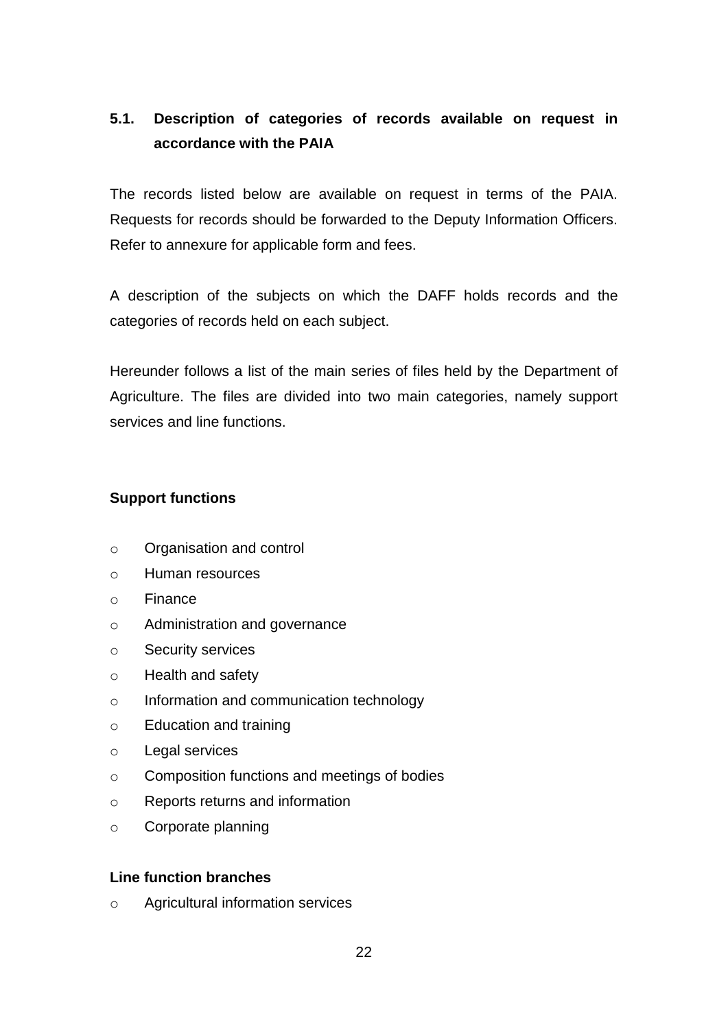## 5.1. Description of categories of records available on request in accordance with the PAIA

The records listed below are available on request in terms of the PAIA. Requests for records should be forwarded to the Deputy Information Officers. Refer to annexure for applicable form and fees.

A description of the subjects on which the DAFF holds records and the categories of records held on each subject.

Hereunder follows a list of the main series of files held by the Department of Agriculture. The files are divided into two main categories, namely support services and line functions.

**Support functions**

- Organisation and control
- Human resources
- Finance
- Administration and governance
- Security services
- Health and safety
- Information and communication technology
- Education and training
- Legal services
- Composition functions and meetings of bodies
- Reports returns and information
- Corporate planning

**Line function branches**

- Agricultural information services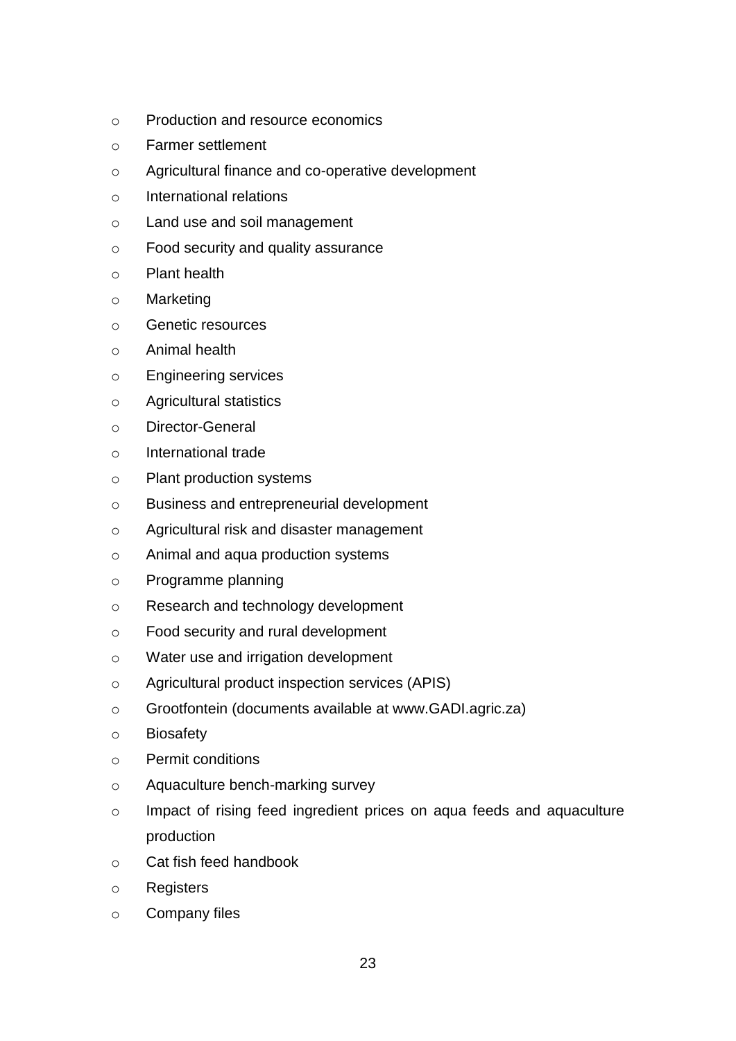- Production and resource economics
- Farmer settlement
- Agricultural finance and co-operative development
- International relations
- Land use and soil management
- Food security and quality assurance
- Plant health
- Marketing
- Genetic resources
- Animal health
- Engineering services
- Agricultural statistics
- Director-General
- International trade
- Plant production systems
- Business and entrepreneurial development
- Agricultural risk and disaster management
- Animal and aqua production systems
- Programme planning
- Research and technology development
- Food security and rural development
- Water use and irrigation development
- Agricultural product inspection services (APIS)
- Grootfontein (documents available at www.GADI.agric.za)
- Biosafety
- Permit conditions
- Aquaculture bench-marking survey
- Impact of rising feed ingredient prices on aqua feeds and aquaculture production
- Cat fish feed handbook
- Registers
- Company files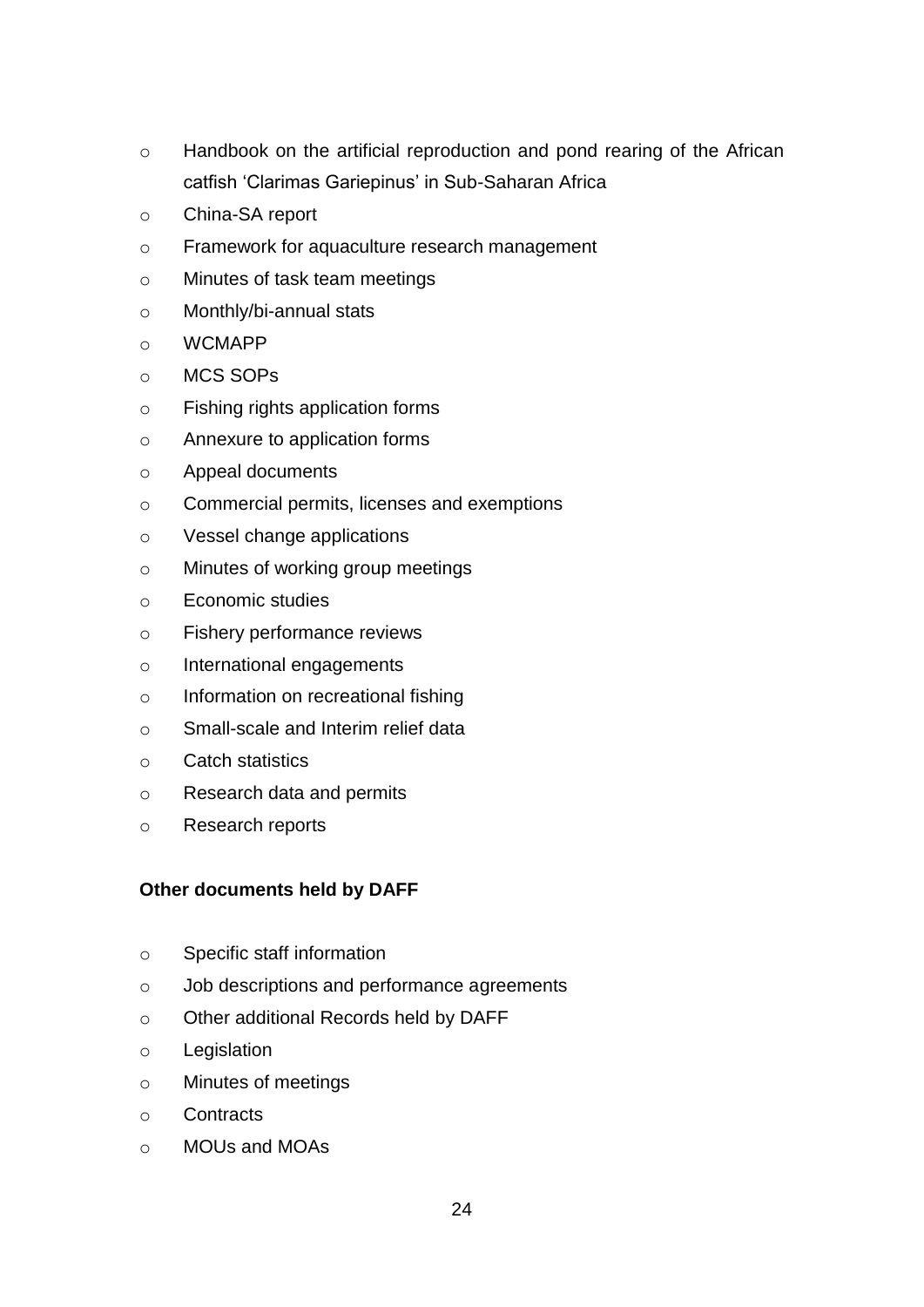- Handbook on the artificial reproduction and pond rearing of the African catfish 'Clarimas Gariepinus' in Sub-Saharan Africa
- China-SA report
- Framework for aquaculture research management
- Minutes of task team meetings
- Monthly/bi-annual stats
- WCMAPP
- MCS SOPs
- Fishing rights application forms
- Annexure to application forms
- Appeal documents
- Commercial permits, licenses and exemptions
- Vessel change applications
- Minutes of working group meetings
- Economic studies
- Fishery performance reviews
- International engagements
- Information on recreational fishing
- Small-scale and Interim relief data
- Catch statistics
- Research data and permits
- Research reports

**Other documents held by DAFF**

- Specific staff information
- Job descriptions and performance agreements
- Other additional Records held by DAFF
- Legislation
- Minutes of meetings
- Contracts
- MOUs and MOAs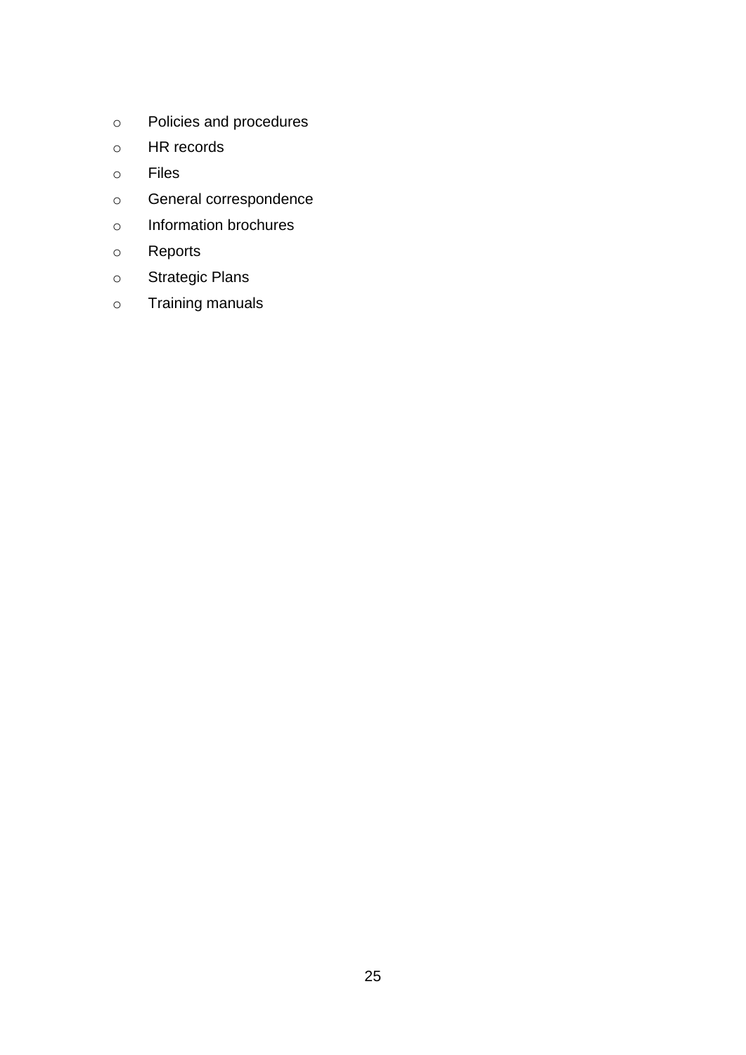- Policies and procedures
- HR records
- Files
- General correspondence
- Information brochures
- Reports
- Strategic Plans
- Training manuals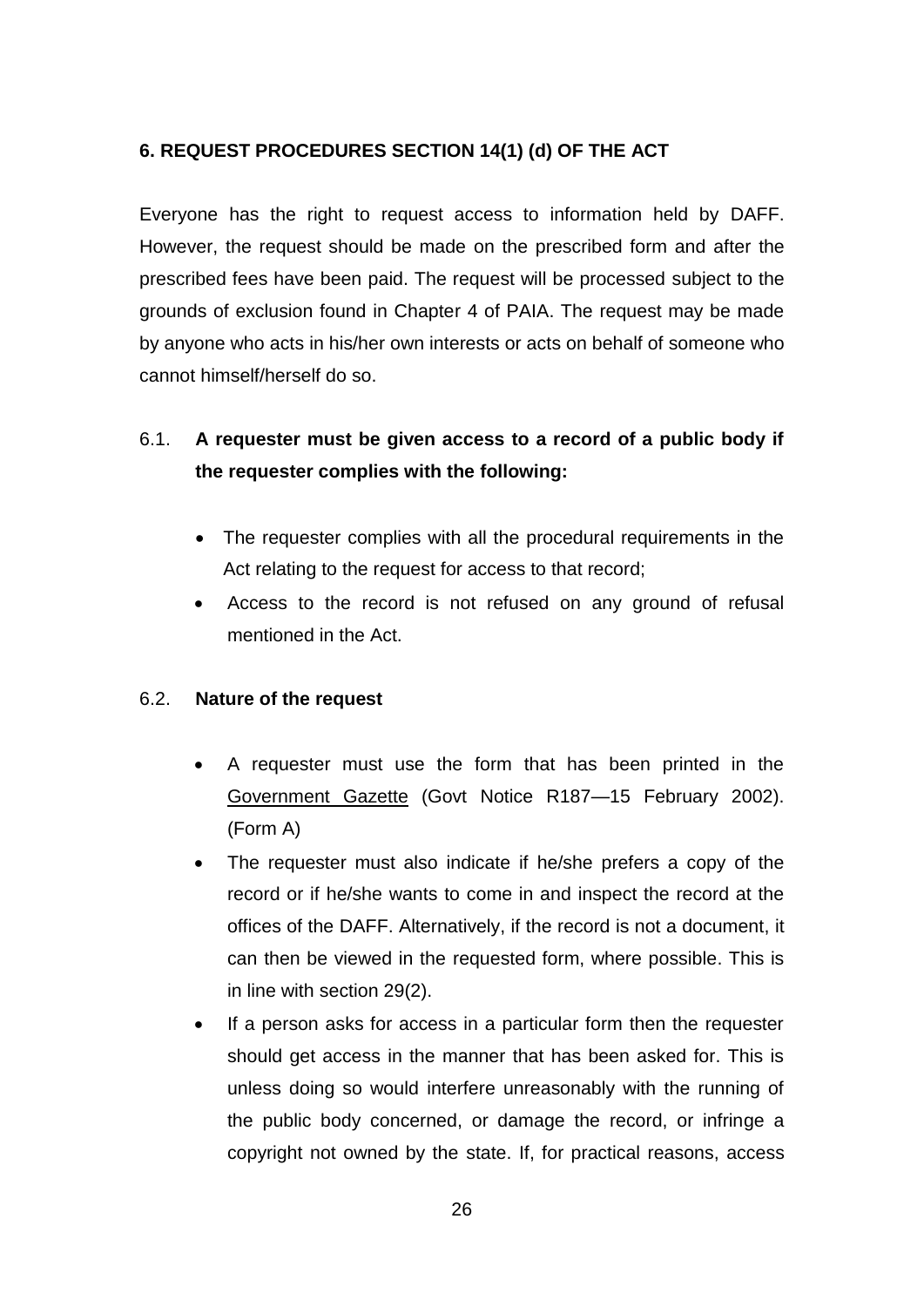## 6. REQUEST PROCEDURES SECTION 14(1) (d) OF THE ACT

Everyone has the right to request access to information held by DAFF. However, the request should be made on the prescribed form and after the prescribed fees have been paid. The request will be processed subject to the grounds of exclusion found in Chapter 4 of PAIA. The request may be made by anyone who acts in his/her own interests or acts on behalf of someone who cannot himself/herself do so.

### 6.1. A requester must be given access to a record of a public body if the requester complies with the following:

- The requester complies with all the procedural requirements in the Act relating to the request for access to that record;
- Access to the record is not refused on any ground of refusal mentioned in the Act.

### 6.2. Nature of the request

- A requester must use the form that has been printed in the Government Gazette (Govt Notice R187—15 February 2002). (Form A)
- The requester must also indicate if he/she prefers a copy of the record or if he/she wants to come in and inspect the record at the offices of the DAFF. Alternatively, if the record is not a document, it can then be viewed in the requested form, where possible. This is in line with section 29(2).
- If a person asks for access in a particular form then the requester should get access in the manner that has been asked for. This is unless doing so would interfere unreasonably with the running of the public body concerned, or damage the record, or infringe a copyright not owned by the state. If, for practical reasons, access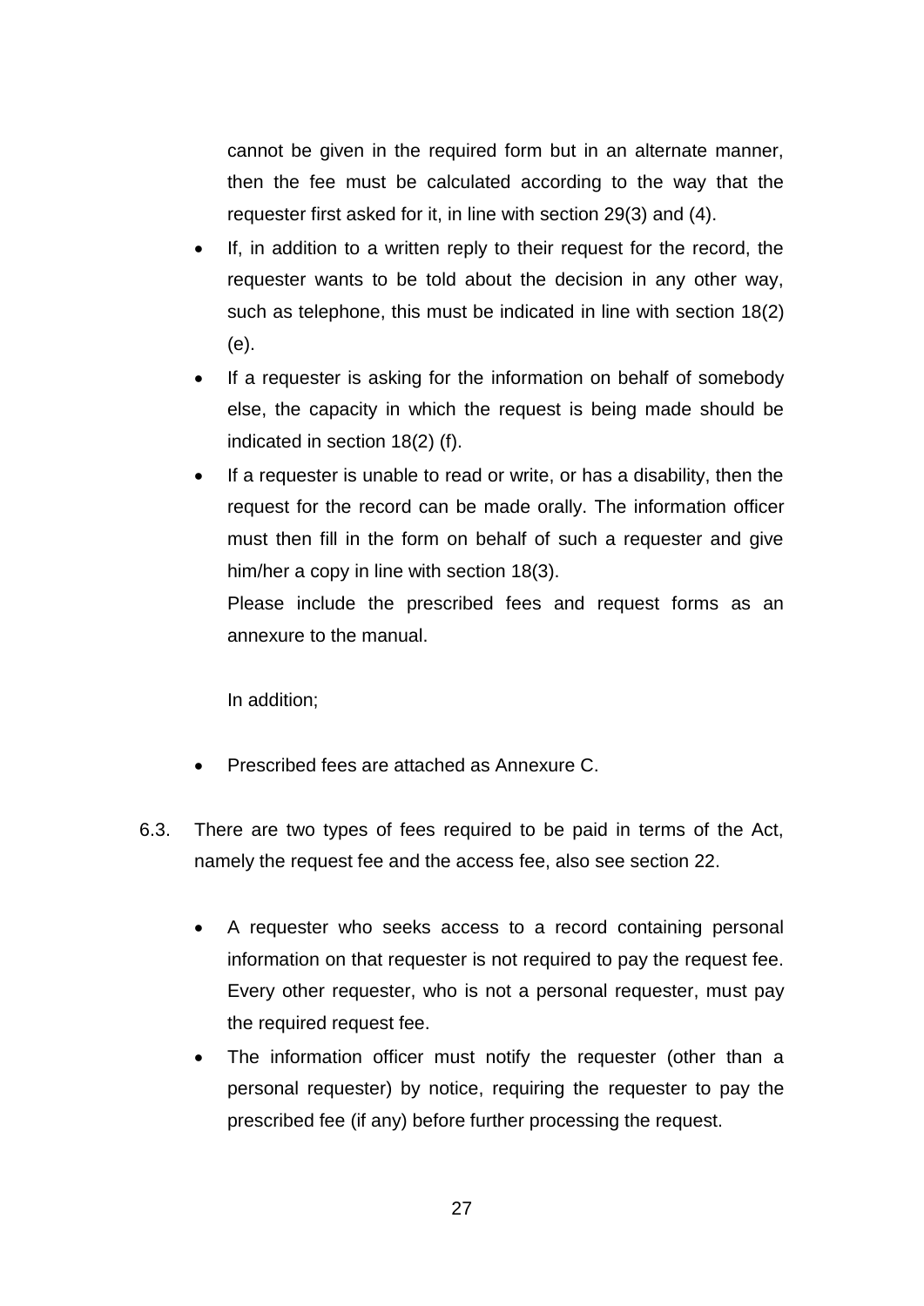cannot be given in the required form but in an alternate manner, then the fee must be calculated according to the way that the requester first asked for it, in line with section 29(3) and (4).

- If, in addition to a written reply to their request for the record, the requester wants to be told about the decision in any other way, such as telephone, this must be indicated in line with section 18(2) (e).
- If a requester is asking for the information on behalf of somebody else, the capacity in which the request is being made should be indicated in section 18(2) (f).
- If a requester is unable to read or write, or has a disability, then the request for the record can be made orally. The information officer must then fill in the form on behalf of such a requester and give him/her a copy in line with section 18(3).

  Please include the prescribed fees and request forms as an annexure to the manual.

  In addition;

- Prescribed fees are attached as Annexure C.

6.3. There are two types of fees required to be paid in terms of the Act, namely the request fee and the access fee, also see section 22.

- A requester who seeks access to a record containing personal information on that requester is not required to pay the request fee. Every other requester, who is not a personal requester, must pay the required request fee.
- The information officer must notify the requester (other than a personal requester) by notice, requiring the requester to pay the prescribed fee (if any) before further processing the request.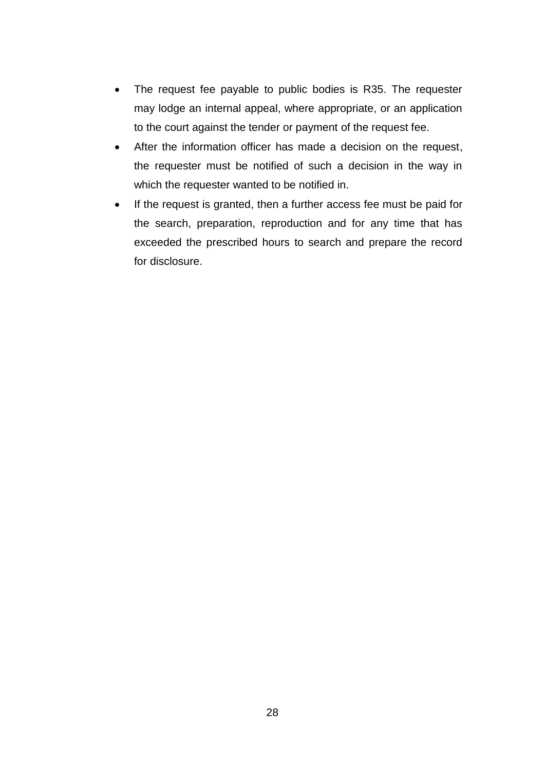- The request fee payable to public bodies is R35. The requester may lodge an internal appeal, where appropriate, or an application to the court against the tender or payment of the request fee.
- After the information officer has made a decision on the request, the requester must be notified of such a decision in the way in which the requester wanted to be notified in.
- If the request is granted, then a further access fee must be paid for the search, preparation, reproduction and for any time that has exceeded the prescribed hours to search and prepare the record for disclosure.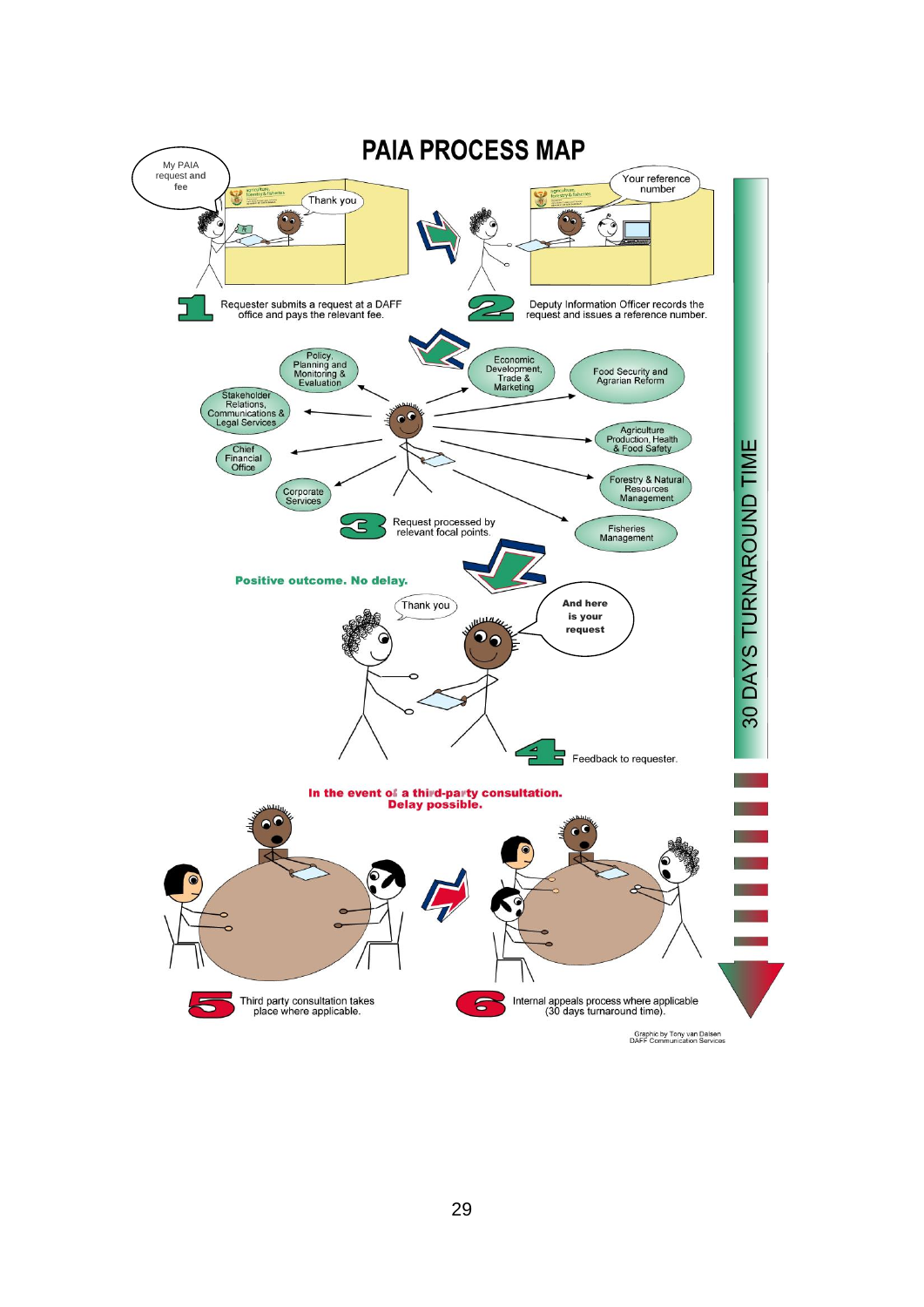# PAIA PROCESS MAP

My PAIA request and fee

Thank you

Your reference number

**1** Requester submits a request at a DAFF office and pays the relevant fee.

**2** Deputy Information Officer records the request and issues a reference number.

Policy, Planning and Monitoring & Evaluation

Economic Development, Trade & Marketing

Food Security and Agrarian Reform

Stakeholder Relations, Communications & Legal Services

Agriculture Production, Health & Food Safety

Chief Financial Office

Forestry & Natural Resources Management

Corporate Services

Fisheries Management

**3** Request processed by relevant focal points.

**Positive outcome. No delay.**

Thank you

And here is your request

**4** Feedback to requester.

**In the event of a third-party consultation. Delay possible.**

**5** Third party consultation takes place where applicable.

**6** Internal appeals process where applicable (30 days turnaround time).

30 DAYS TURNAROUND TIME

Graphic by Tony van Dalsen
DAFF Communication Services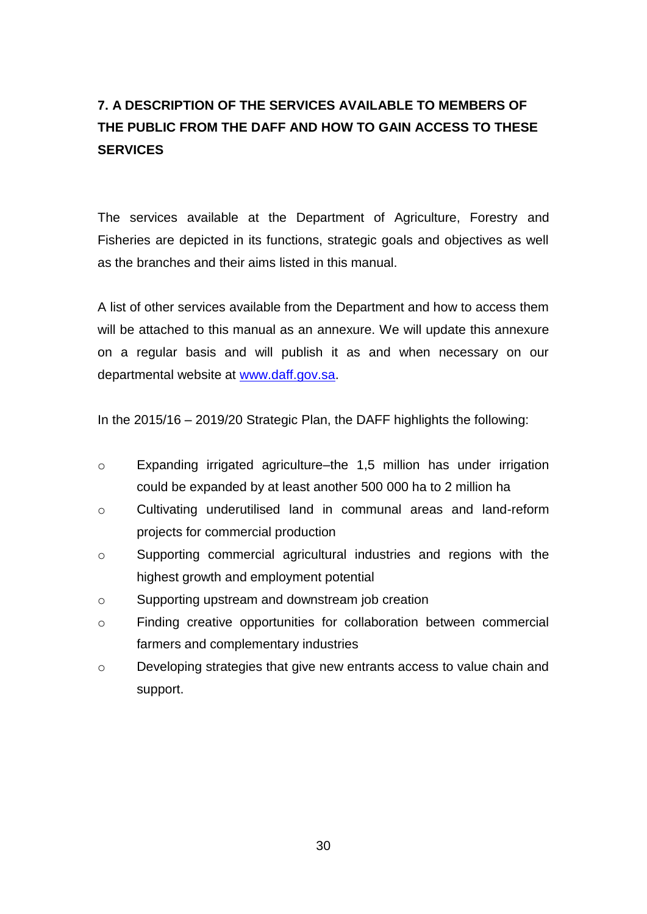## 7. A DESCRIPTION OF THE SERVICES AVAILABLE TO MEMBERS OF THE PUBLIC FROM THE DAFF AND HOW TO GAIN ACCESS TO THESE SERVICES

The services available at the Department of Agriculture, Forestry and Fisheries are depicted in its functions, strategic goals and objectives as well as the branches and their aims listed in this manual.

A list of other services available from the Department and how to access them will be attached to this manual as an annexure. We will update this annexure on a regular basis and will publish it as and when necessary on our departmental website at [www.daff.gov.sa](http://www.daff.gov.sa).

In the 2015/16 – 2019/20 Strategic Plan, the DAFF highlights the following:

- Expanding irrigated agriculture–the 1,5 million has under irrigation could be expanded by at least another 500 000 ha to 2 million ha
- Cultivating underutilised land in communal areas and land-reform projects for commercial production
- Supporting commercial agricultural industries and regions with the highest growth and employment potential
- Supporting upstream and downstream job creation
- Finding creative opportunities for collaboration between commercial farmers and complementary industries
- Developing strategies that give new entrants access to value chain and support.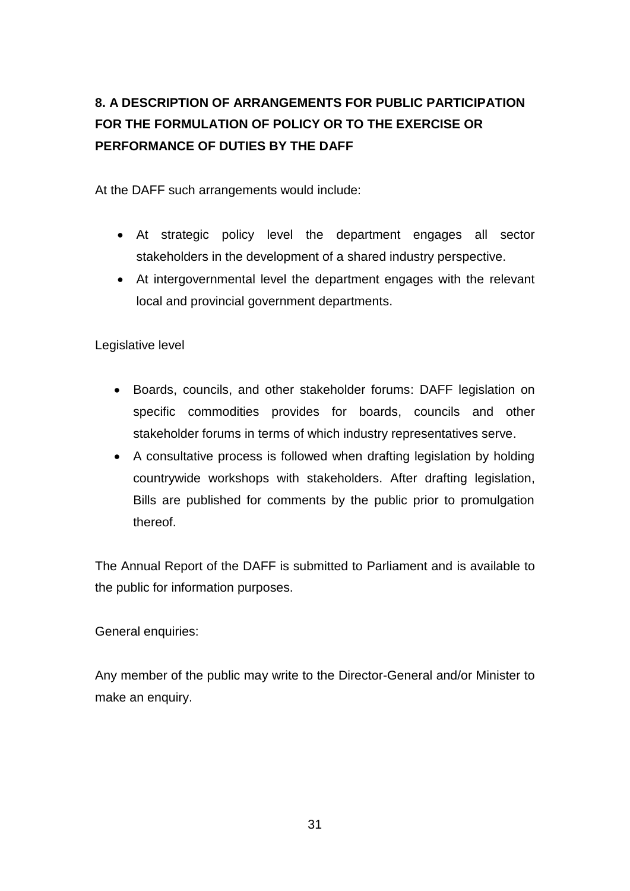## 8. A DESCRIPTION OF ARRANGEMENTS FOR PUBLIC PARTICIPATION FOR THE FORMULATION OF POLICY OR TO THE EXERCISE OR PERFORMANCE OF DUTIES BY THE DAFF

At the DAFF such arrangements would include:

- At strategic policy level the department engages all sector stakeholders in the development of a shared industry perspective.
- At intergovernmental level the department engages with the relevant local and provincial government departments.

Legislative level

- Boards, councils, and other stakeholder forums: DAFF legislation on specific commodities provides for boards, councils and other stakeholder forums in terms of which industry representatives serve.
- A consultative process is followed when drafting legislation by holding countrywide workshops with stakeholders. After drafting legislation, Bills are published for comments by the public prior to promulgation thereof.

The Annual Report of the DAFF is submitted to Parliament and is available to the public for information purposes.

General enquiries:

Any member of the public may write to the Director-General and/or Minister to make an enquiry.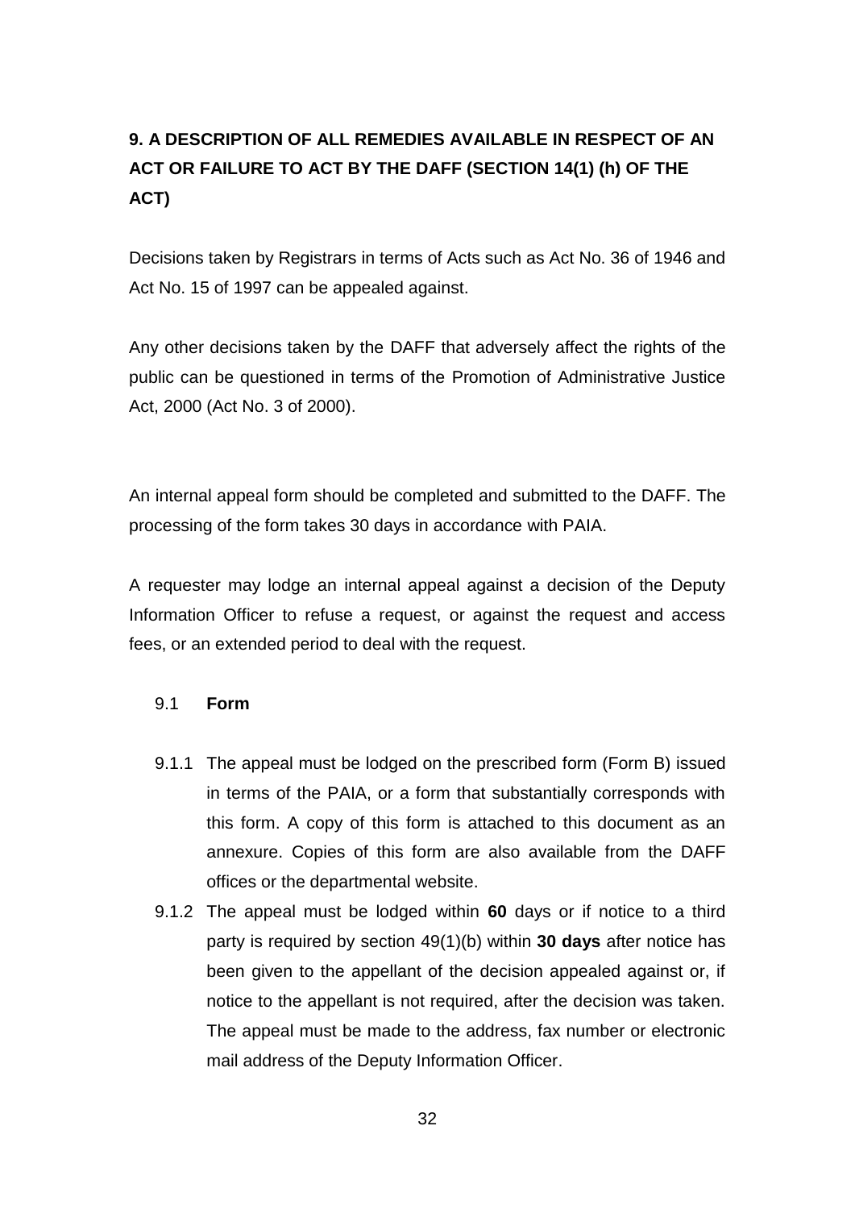## 9. A DESCRIPTION OF ALL REMEDIES AVAILABLE IN RESPECT OF AN ACT OR FAILURE TO ACT BY THE DAFF (SECTION 14(1) (h) OF THE ACT)

Decisions taken by Registrars in terms of Acts such as Act No. 36 of 1946 and Act No. 15 of 1997 can be appealed against.

Any other decisions taken by the DAFF that adversely affect the rights of the public can be questioned in terms of the Promotion of Administrative Justice Act, 2000 (Act No. 3 of 2000).

An internal appeal form should be completed and submitted to the DAFF. The processing of the form takes 30 days in accordance with PAIA.

A requester may lodge an internal appeal against a decision of the Deputy Information Officer to refuse a request, or against the request and access fees, or an extended period to deal with the request.

### 9.1 **Form**

9.1.1 The appeal must be lodged on the prescribed form (Form B) issued in terms of the PAIA, or a form that substantially corresponds with this form. A copy of this form is attached to this document as an annexure. Copies of this form are also available from the DAFF offices or the departmental website.

9.1.2 The appeal must be lodged within **60** days or if notice to a third party is required by section 49(1)(b) within **30 days** after notice has been given to the appellant of the decision appealed against or, if notice to the appellant is not required, after the decision was taken. The appeal must be made to the address, fax number or electronic mail address of the Deputy Information Officer.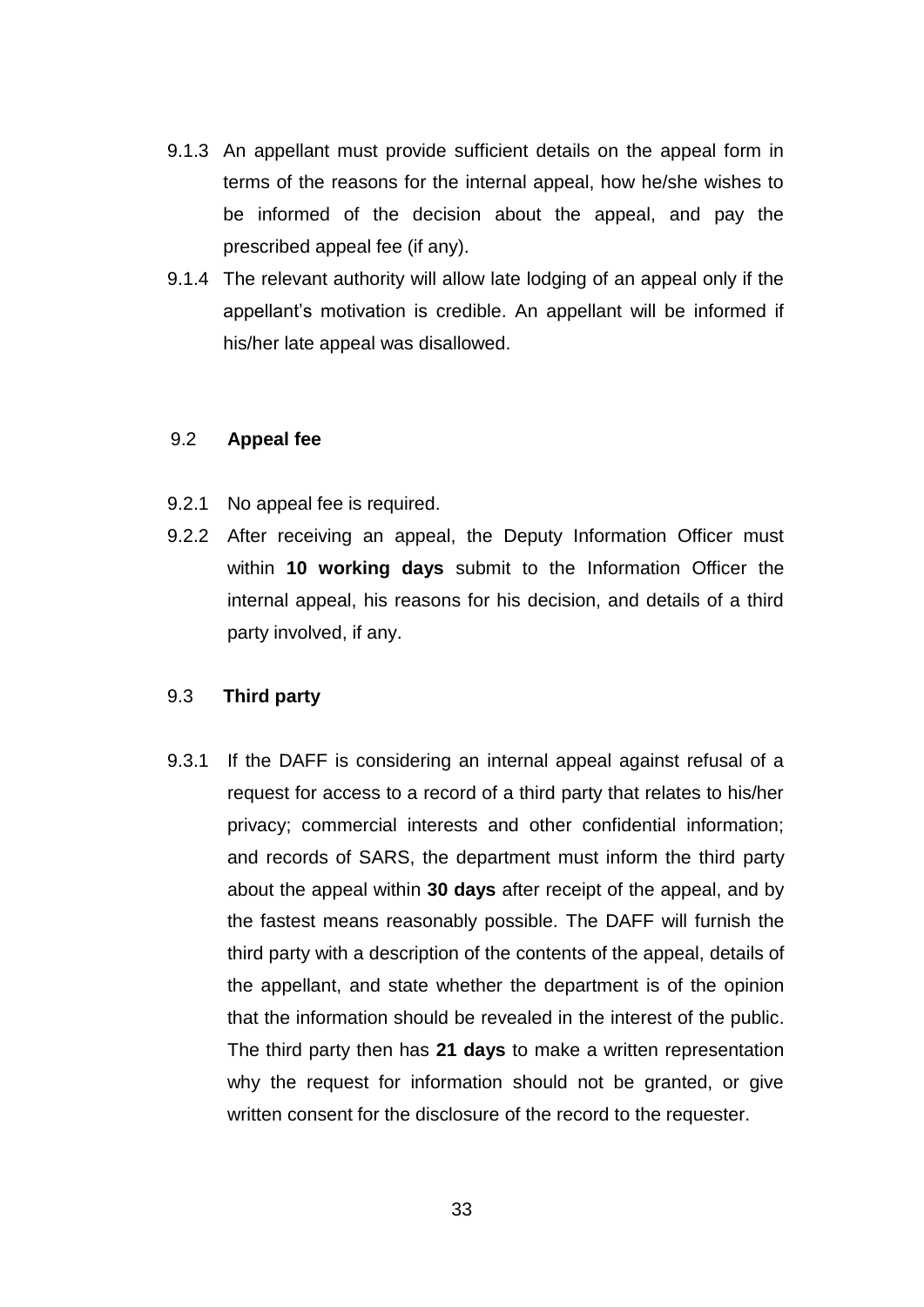9.1.3 An appellant must provide sufficient details on the appeal form in terms of the reasons for the internal appeal, how he/she wishes to be informed of the decision about the appeal, and pay the prescribed appeal fee (if any).

9.1.4 The relevant authority will allow late lodging of an appeal only if the appellant's motivation is credible. An appellant will be informed if his/her late appeal was disallowed.

## 9.2 **Appeal fee**

9.2.1 No appeal fee is required.

9.2.2 After receiving an appeal, the Deputy Information Officer must within **10 working days** submit to the Information Officer the internal appeal, his reasons for his decision, and details of a third party involved, if any.

## 9.3 **Third party**

9.3.1 If the DAFF is considering an internal appeal against refusal of a request for access to a record of a third party that relates to his/her privacy; commercial interests and other confidential information; and records of SARS, the department must inform the third party about the appeal within **30 days** after receipt of the appeal, and by the fastest means reasonably possible. The DAFF will furnish the third party with a description of the contents of the appeal, details of the appellant, and state whether the department is of the opinion that the information should be revealed in the interest of the public. The third party then has **21 days** to make a written representation why the request for information should not be granted, or give written consent for the disclosure of the record to the requester.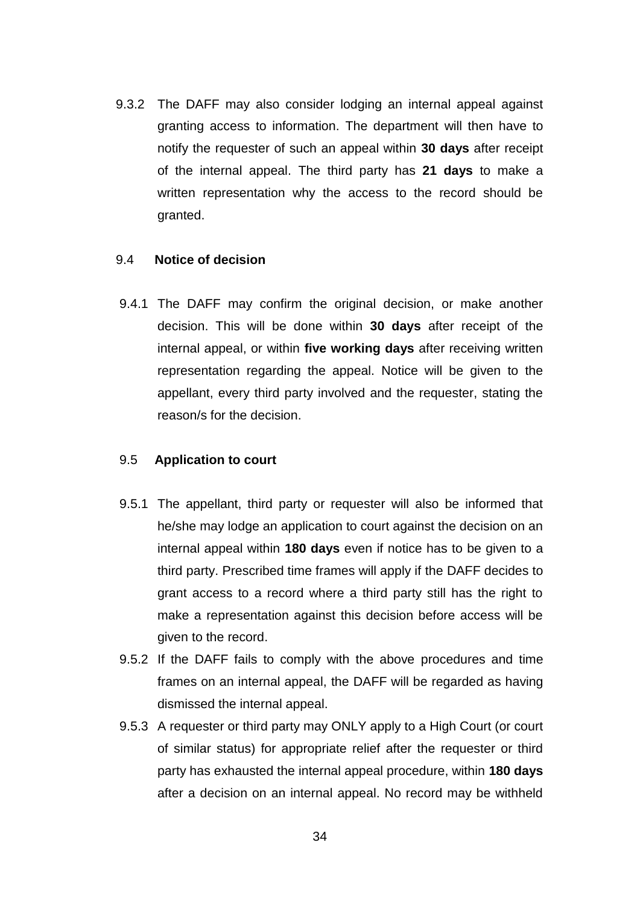9.3.2 The DAFF may also consider lodging an internal appeal against granting access to information. The department will then have to notify the requester of such an appeal within **30 days** after receipt of the internal appeal. The third party has **21 days** to make a written representation why the access to the record should be granted.

9.4 **Notice of decision**

9.4.1 The DAFF may confirm the original decision, or make another decision. This will be done within **30 days** after receipt of the internal appeal, or within **five working days** after receiving written representation regarding the appeal. Notice will be given to the appellant, every third party involved and the requester, stating the reason/s for the decision.

9.5 **Application to court**

9.5.1 The appellant, third party or requester will also be informed that he/she may lodge an application to court against the decision on an internal appeal within **180 days** even if notice has to be given to a third party. Prescribed time frames will apply if the DAFF decides to grant access to a record where a third party still has the right to make a representation against this decision before access will be given to the record.

9.5.2 If the DAFF fails to comply with the above procedures and time frames on an internal appeal, the DAFF will be regarded as having dismissed the internal appeal.

9.5.3 A requester or third party may ONLY apply to a High Court (or court of similar status) for appropriate relief after the requester or third party has exhausted the internal appeal procedure, within **180 days** after a decision on an internal appeal. No record may be withheld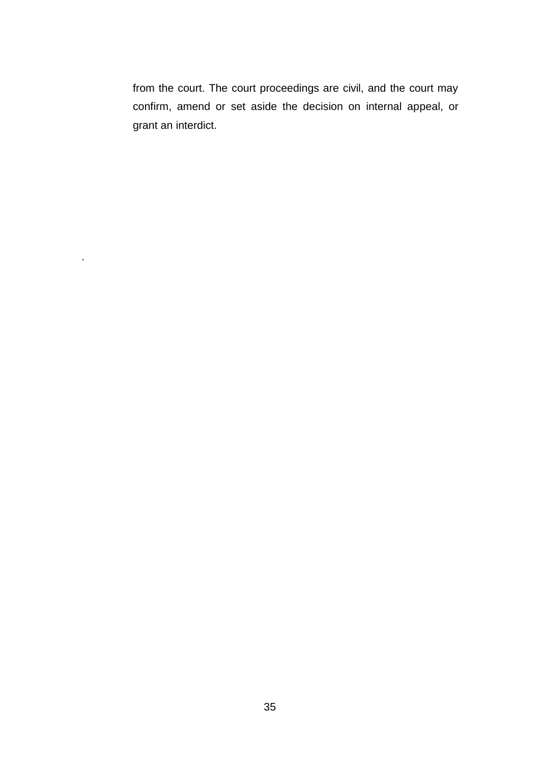from the court. The court proceedings are civil, and the court may confirm, amend or set aside the decision on internal appeal, or grant an interdict.

.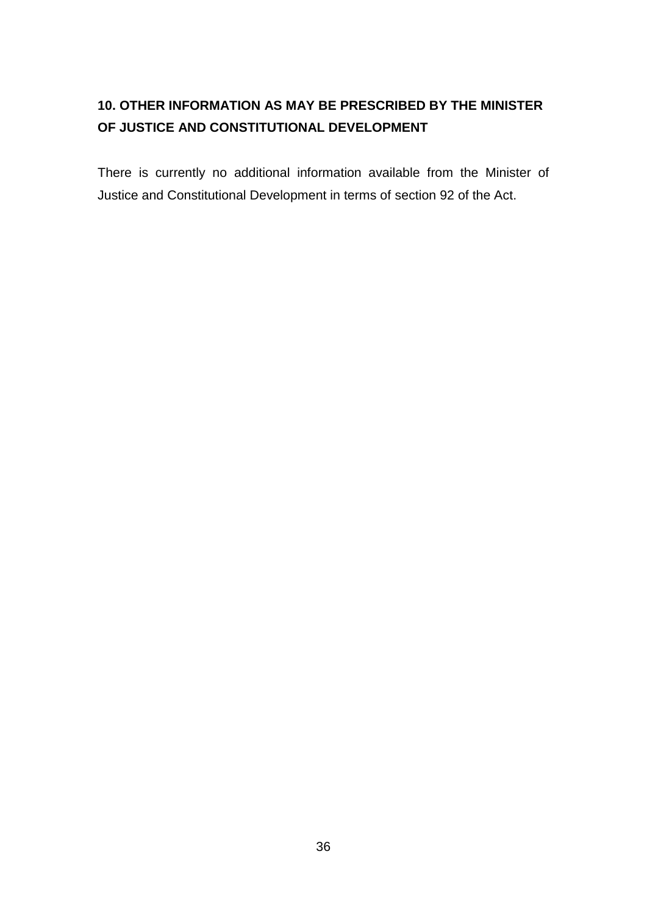## 10. OTHER INFORMATION AS MAY BE PRESCRIBED BY THE MINISTER OF JUSTICE AND CONSTITUTIONAL DEVELOPMENT

There is currently no additional information available from the Minister of Justice and Constitutional Development in terms of section 92 of the Act.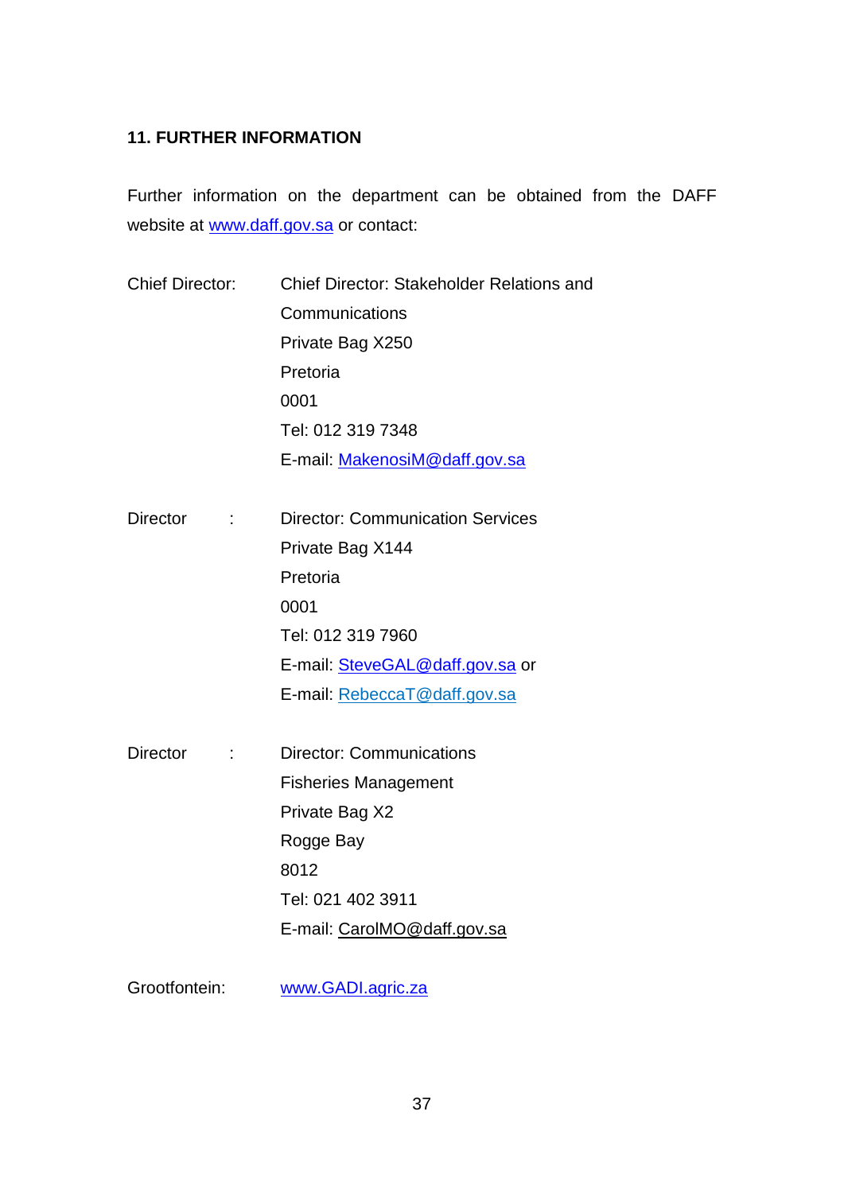## 11. FURTHER INFORMATION

Further information on the department can be obtained from the DAFF website at www.daff.gov.sa or contact:

Chief Director: Chief Director: Stakeholder Relations and Communications
Private Bag X250
Pretoria
0001
Tel: 012 319 7348
E-mail: MakenosiM@daff.gov.sa

Director : Director: Communication Services
Private Bag X144
Pretoria
0001
Tel: 012 319 7960
E-mail: SteveGAL@daff.gov.sa or
E-mail: RebeccaT@daff.gov.sa

Director : Director: Communications
Fisheries Management
Private Bag X2
Rogge Bay
8012
Tel: 021 402 3911
E-mail: CarolMO@daff.gov.sa

Grootfontein: www.GADI.agric.za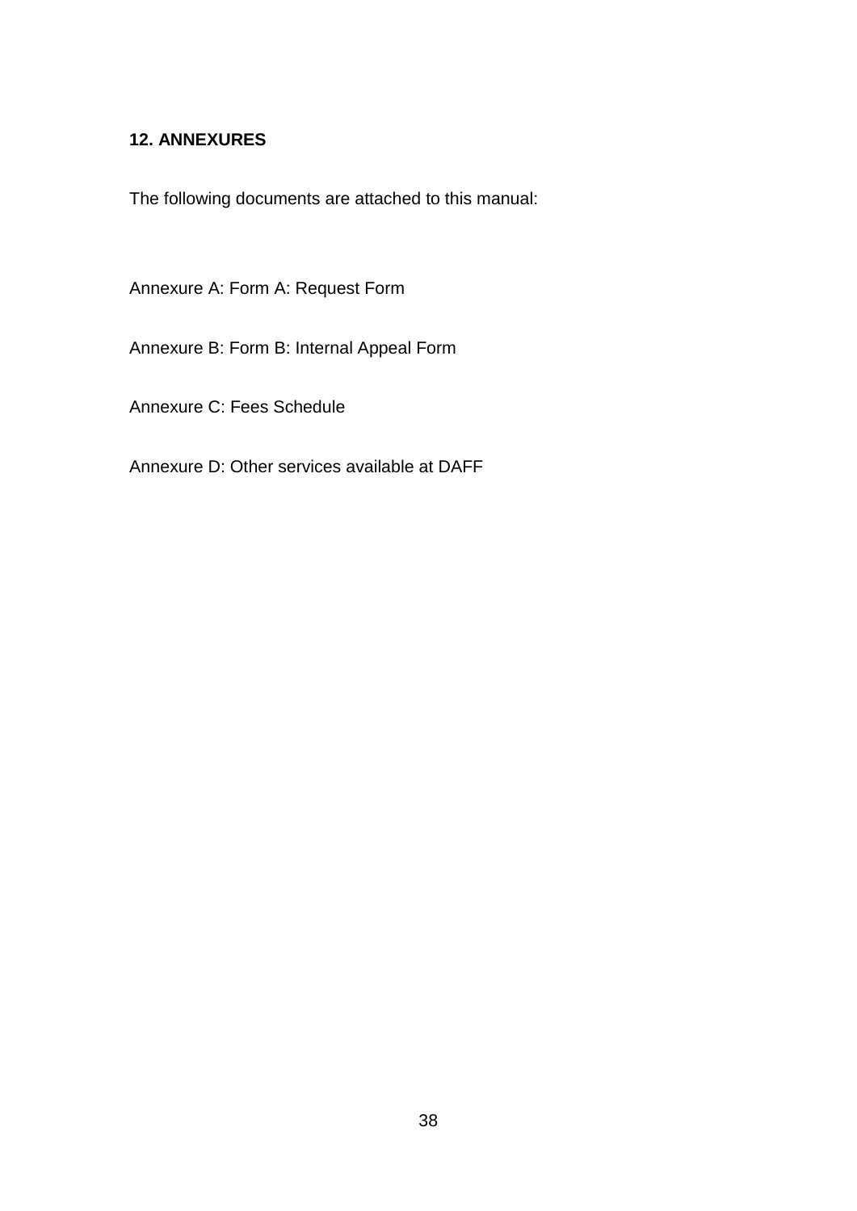## 12. ANNEXURES

The following documents are attached to this manual:

Annexure A: Form A: Request Form

Annexure B: Form B: Internal Appeal Form

Annexure C: Fees Schedule

Annexure D: Other services available at DAFF